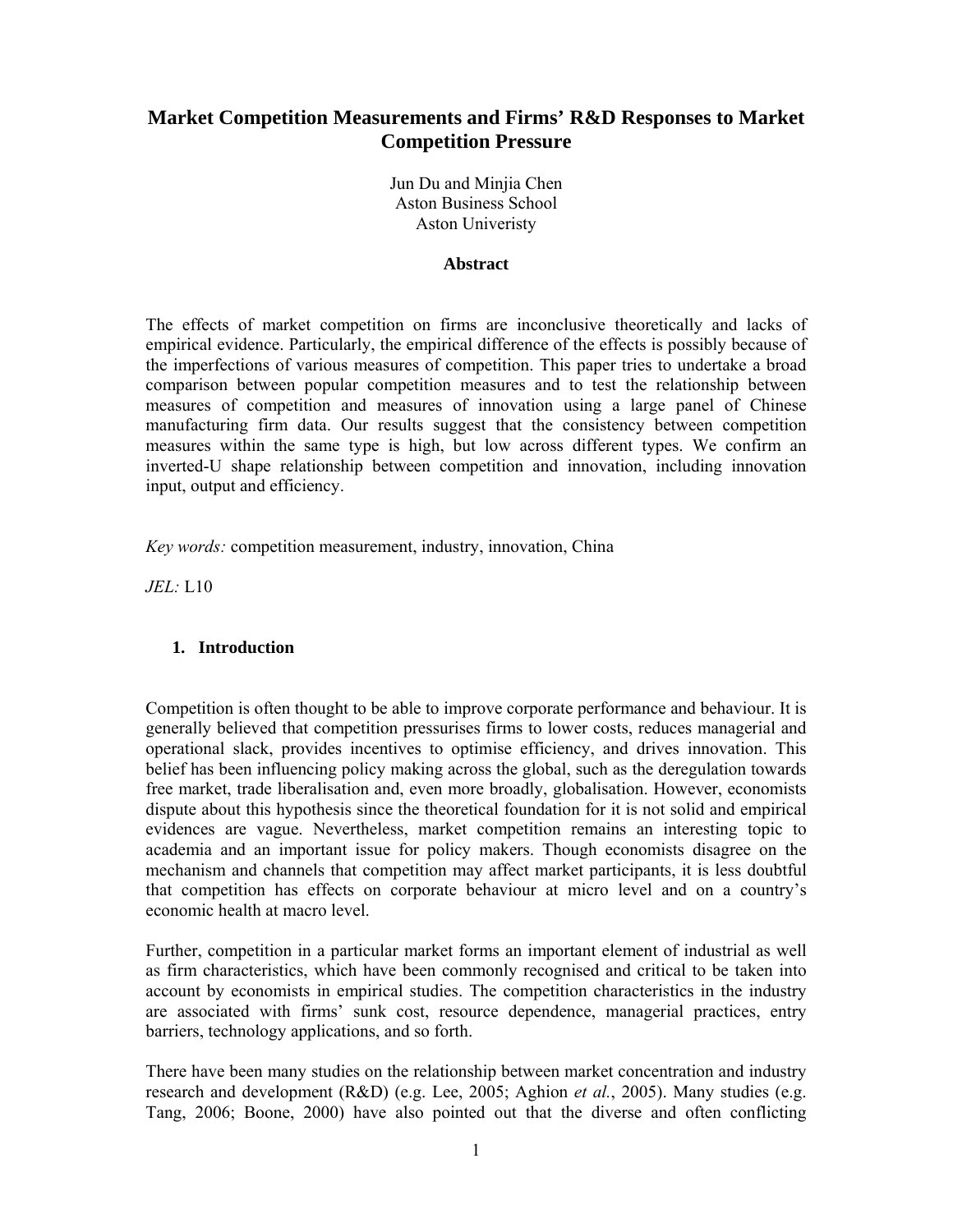# Market Competition Measurements and Firms' R&D Responses to Market Competition Pressure

Jun Du and Minjia Chen
Aston Business School
Aston Univeristy

**Abstract**

The effects of market competition on firms are inconclusive theoretically and lacks of empirical evidence. Particularly, the empirical difference of the effects is possibly because of the imperfections of various measures of competition. This paper tries to undertake a broad comparison between popular competition measures and to test the relationship between measures of competition and measures of innovation using a large panel of Chinese manufacturing firm data. Our results suggest that the consistency between competition measures within the same type is high, but low across different types. We confirm an inverted-U shape relationship between competition and innovation, including innovation input, output and efficiency.

*Key words:* competition measurement, industry, innovation, China

*JEL:* L10

## 1. Introduction

Competition is often thought to be able to improve corporate performance and behaviour. It is generally believed that competition pressurises firms to lower costs, reduces managerial and operational slack, provides incentives to optimise efficiency, and drives innovation. This belief has been influencing policy making across the global, such as the deregulation towards free market, trade liberalisation and, even more broadly, globalisation. However, economists dispute about this hypothesis since the theoretical foundation for it is not solid and empirical evidences are vague. Nevertheless, market competition remains an interesting topic to academia and an important issue for policy makers. Though economists disagree on the mechanism and channels that competition may affect market participants, it is less doubtful that competition has effects on corporate behaviour at micro level and on a country's economic health at macro level.

Further, competition in a particular market forms an important element of industrial as well as firm characteristics, which have been commonly recognised and critical to be taken into account by economists in empirical studies. The competition characteristics in the industry are associated with firms' sunk cost, resource dependence, managerial practices, entry barriers, technology applications, and so forth.

There have been many studies on the relationship between market concentration and industry research and development (R&D) (e.g. Lee, 2005; Aghion *et al.*, 2005). Many studies (e.g. Tang, 2006; Boone, 2000) have also pointed out that the diverse and often conflicting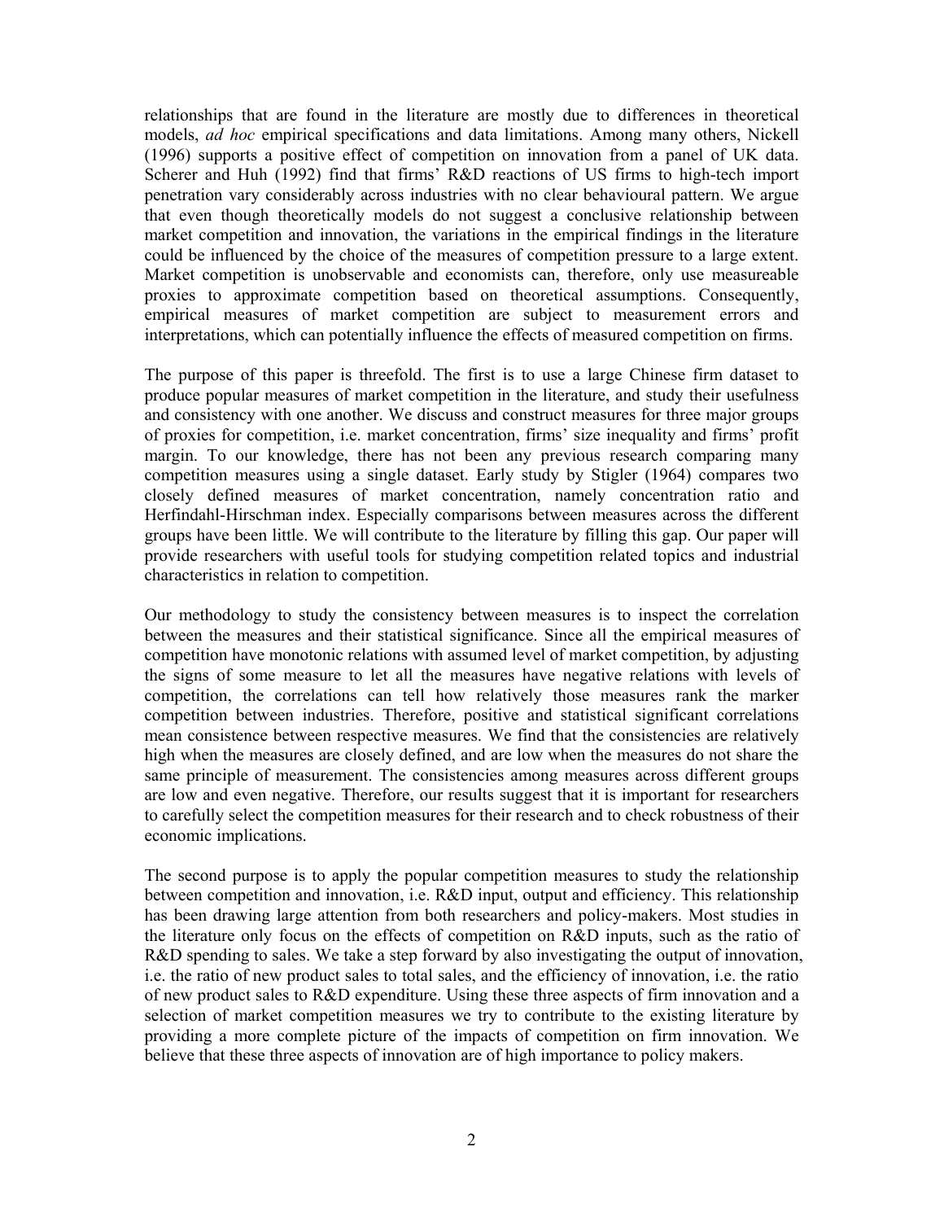relationships that are found in the literature are mostly due to differences in theoretical models, *ad hoc* empirical specifications and data limitations. Among many others, Nickell (1996) supports a positive effect of competition on innovation from a panel of UK data. Scherer and Huh (1992) find that firms' R&D reactions of US firms to high-tech import penetration vary considerably across industries with no clear behavioural pattern. We argue that even though theoretically models do not suggest a conclusive relationship between market competition and innovation, the variations in the empirical findings in the literature could be influenced by the choice of the measures of competition pressure to a large extent. Market competition is unobservable and economists can, therefore, only use measureable proxies to approximate competition based on theoretical assumptions. Consequently, empirical measures of market competition are subject to measurement errors and interpretations, which can potentially influence the effects of measured competition on firms.

The purpose of this paper is threefold. The first is to use a large Chinese firm dataset to produce popular measures of market competition in the literature, and study their usefulness and consistency with one another. We discuss and construct measures for three major groups of proxies for competition, i.e. market concentration, firms' size inequality and firms' profit margin. To our knowledge, there has not been any previous research comparing many competition measures using a single dataset. Early study by Stigler (1964) compares two closely defined measures of market concentration, namely concentration ratio and Herfindahl-Hirschman index. Especially comparisons between measures across the different groups have been little. We will contribute to the literature by filling this gap. Our paper will provide researchers with useful tools for studying competition related topics and industrial characteristics in relation to competition.

Our methodology to study the consistency between measures is to inspect the correlation between the measures and their statistical significance. Since all the empirical measures of competition have monotonic relations with assumed level of market competition, by adjusting the signs of some measure to let all the measures have negative relations with levels of competition, the correlations can tell how relatively those measures rank the marker competition between industries. Therefore, positive and statistical significant correlations mean consistence between respective measures. We find that the consistencies are relatively high when the measures are closely defined, and are low when the measures do not share the same principle of measurement. The consistencies among measures across different groups are low and even negative. Therefore, our results suggest that it is important for researchers to carefully select the competition measures for their research and to check robustness of their economic implications.

The second purpose is to apply the popular competition measures to study the relationship between competition and innovation, i.e. R&D input, output and efficiency. This relationship has been drawing large attention from both researchers and policy-makers. Most studies in the literature only focus on the effects of competition on R&D inputs, such as the ratio of R&D spending to sales. We take a step forward by also investigating the output of innovation, i.e. the ratio of new product sales to total sales, and the efficiency of innovation, i.e. the ratio of new product sales to R&D expenditure. Using these three aspects of firm innovation and a selection of market competition measures we try to contribute to the existing literature by providing a more complete picture of the impacts of competition on firm innovation. We believe that these three aspects of innovation are of high importance to policy makers.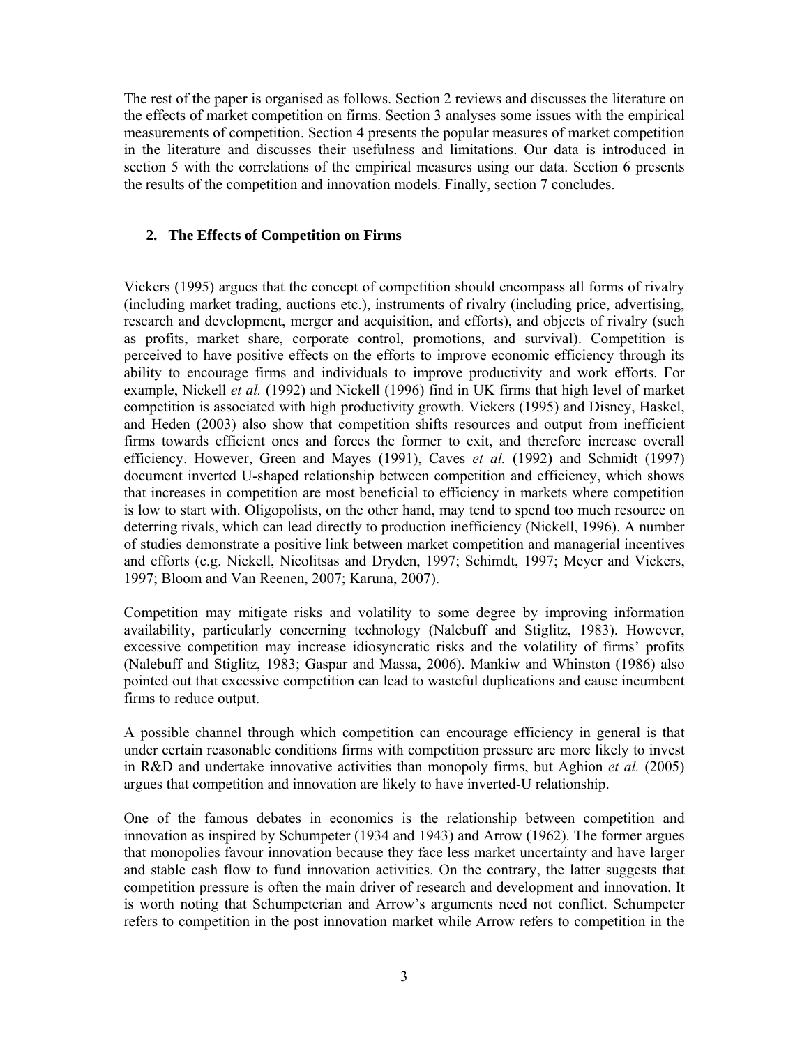The rest of the paper is organised as follows. Section 2 reviews and discusses the literature on the effects of market competition on firms. Section 3 analyses some issues with the empirical measurements of competition. Section 4 presents the popular measures of market competition in the literature and discusses their usefulness and limitations. Our data is introduced in section 5 with the correlations of the empirical measures using our data. Section 6 presents the results of the competition and innovation models. Finally, section 7 concludes.

## 2. The Effects of Competition on Firms

Vickers (1995) argues that the concept of competition should encompass all forms of rivalry (including market trading, auctions etc.), instruments of rivalry (including price, advertising, research and development, merger and acquisition, and efforts), and objects of rivalry (such as profits, market share, corporate control, promotions, and survival). Competition is perceived to have positive effects on the efforts to improve economic efficiency through its ability to encourage firms and individuals to improve productivity and work efforts. For example, Nickell *et al.* (1992) and Nickell (1996) find in UK firms that high level of market competition is associated with high productivity growth. Vickers (1995) and Disney, Haskel, and Heden (2003) also show that competition shifts resources and output from inefficient firms towards efficient ones and forces the former to exit, and therefore increase overall efficiency. However, Green and Mayes (1991), Caves *et al.* (1992) and Schmidt (1997) document inverted U-shaped relationship between competition and efficiency, which shows that increases in competition are most beneficial to efficiency in markets where competition is low to start with. Oligopolists, on the other hand, may tend to spend too much resource on deterring rivals, which can lead directly to production inefficiency (Nickell, 1996). A number of studies demonstrate a positive link between market competition and managerial incentives and efforts (e.g. Nickell, Nicolitsas and Dryden, 1997; Schimdt, 1997; Meyer and Vickers, 1997; Bloom and Van Reenen, 2007; Karuna, 2007).

Competition may mitigate risks and volatility to some degree by improving information availability, particularly concerning technology (Nalebuff and Stiglitz, 1983). However, excessive competition may increase idiosyncratic risks and the volatility of firms' profits (Nalebuff and Stiglitz, 1983; Gaspar and Massa, 2006). Mankiw and Whinston (1986) also pointed out that excessive competition can lead to wasteful duplications and cause incumbent firms to reduce output.

A possible channel through which competition can encourage efficiency in general is that under certain reasonable conditions firms with competition pressure are more likely to invest in R&D and undertake innovative activities than monopoly firms, but Aghion *et al.* (2005) argues that competition and innovation are likely to have inverted-U relationship.

One of the famous debates in economics is the relationship between competition and innovation as inspired by Schumpeter (1934 and 1943) and Arrow (1962). The former argues that monopolies favour innovation because they face less market uncertainty and have larger and stable cash flow to fund innovation activities. On the contrary, the latter suggests that competition pressure is often the main driver of research and development and innovation. It is worth noting that Schumpeterian and Arrow's arguments need not conflict. Schumpeter refers to competition in the post innovation market while Arrow refers to competition in the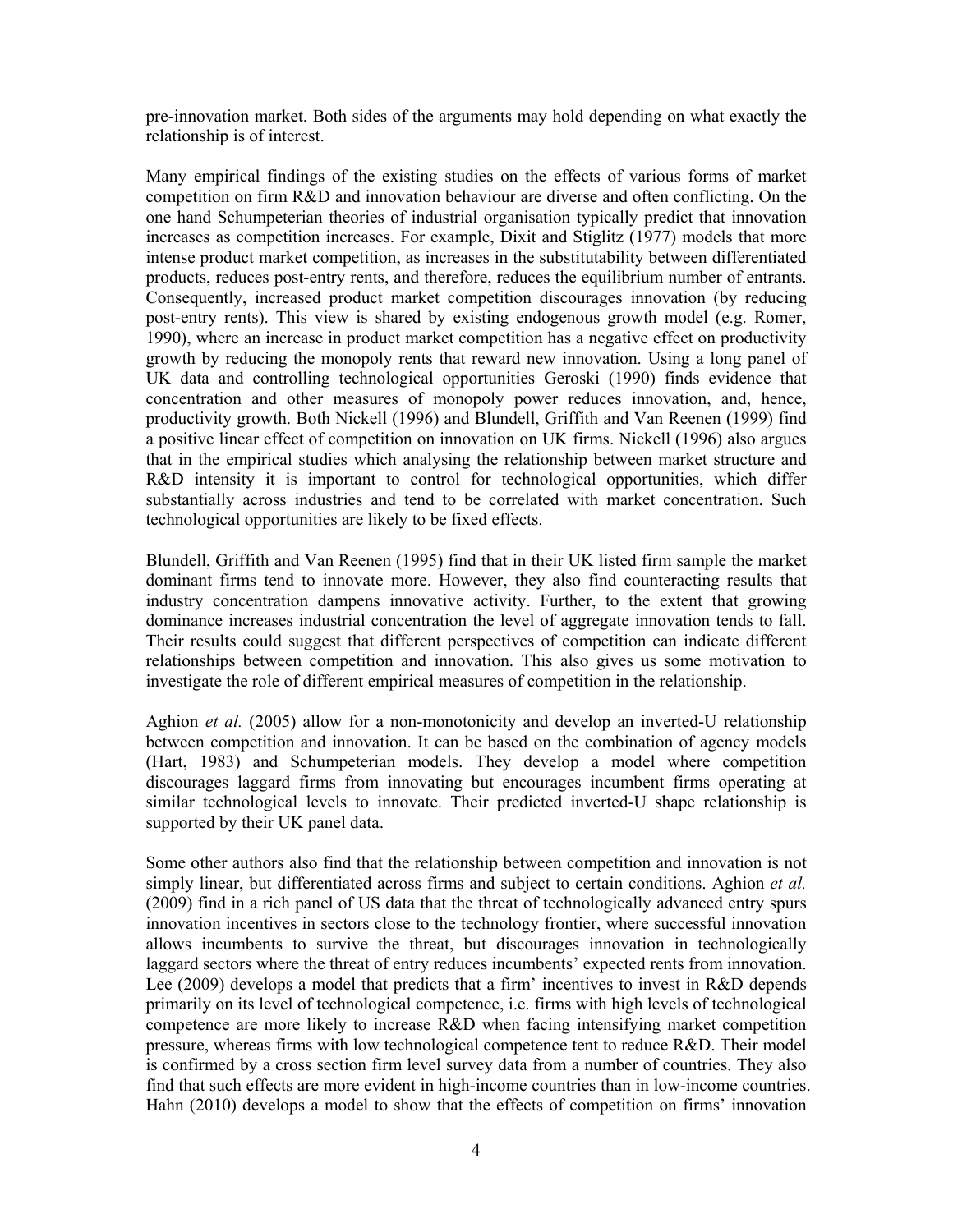pre-innovation market. Both sides of the arguments may hold depending on what exactly the relationship is of interest.

Many empirical findings of the existing studies on the effects of various forms of market competition on firm R&D and innovation behaviour are diverse and often conflicting. On the one hand Schumpeterian theories of industrial organisation typically predict that innovation increases as competition increases. For example, Dixit and Stiglitz (1977) models that more intense product market competition, as increases in the substitutability between differentiated products, reduces post-entry rents, and therefore, reduces the equilibrium number of entrants. Consequently, increased product market competition discourages innovation (by reducing post-entry rents). This view is shared by existing endogenous growth model (e.g. Romer, 1990), where an increase in product market competition has a negative effect on productivity growth by reducing the monopoly rents that reward new innovation. Using a long panel of UK data and controlling technological opportunities Geroski (1990) finds evidence that concentration and other measures of monopoly power reduces innovation, and, hence, productivity growth. Both Nickell (1996) and Blundell, Griffith and Van Reenen (1999) find a positive linear effect of competition on innovation on UK firms. Nickell (1996) also argues that in the empirical studies which analysing the relationship between market structure and R&D intensity it is important to control for technological opportunities, which differ substantially across industries and tend to be correlated with market concentration. Such technological opportunities are likely to be fixed effects.

Blundell, Griffith and Van Reenen (1995) find that in their UK listed firm sample the market dominant firms tend to innovate more. However, they also find counteracting results that industry concentration dampens innovative activity. Further, to the extent that growing dominance increases industrial concentration the level of aggregate innovation tends to fall. Their results could suggest that different perspectives of competition can indicate different relationships between competition and innovation. This also gives us some motivation to investigate the role of different empirical measures of competition in the relationship.

Aghion *et al.* (2005) allow for a non-monotonicity and develop an inverted-U relationship between competition and innovation. It can be based on the combination of agency models (Hart, 1983) and Schumpeterian models. They develop a model where competition discourages laggard firms from innovating but encourages incumbent firms operating at similar technological levels to innovate. Their predicted inverted-U shape relationship is supported by their UK panel data.

Some other authors also find that the relationship between competition and innovation is not simply linear, but differentiated across firms and subject to certain conditions. Aghion *et al.* (2009) find in a rich panel of US data that the threat of technologically advanced entry spurs innovation incentives in sectors close to the technology frontier, where successful innovation allows incumbents to survive the threat, but discourages innovation in technologically laggard sectors where the threat of entry reduces incumbents' expected rents from innovation. Lee (2009) develops a model that predicts that a firm' incentives to invest in R&D depends primarily on its level of technological competence, i.e. firms with high levels of technological competence are more likely to increase R&D when facing intensifying market competition pressure, whereas firms with low technological competence tent to reduce R&D. Their model is confirmed by a cross section firm level survey data from a number of countries. They also find that such effects are more evident in high-income countries than in low-income countries. Hahn (2010) develops a model to show that the effects of competition on firms' innovation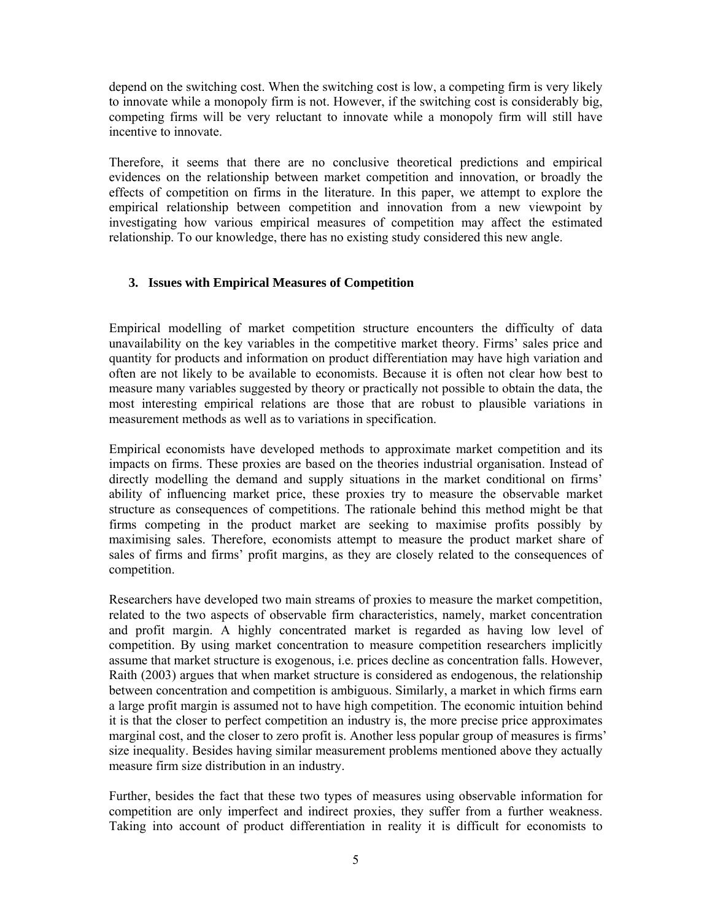depend on the switching cost. When the switching cost is low, a competing firm is very likely to innovate while a monopoly firm is not. However, if the switching cost is considerably big, competing firms will be very reluctant to innovate while a monopoly firm will still have incentive to innovate.

Therefore, it seems that there are no conclusive theoretical predictions and empirical evidences on the relationship between market competition and innovation, or broadly the effects of competition on firms in the literature. In this paper, we attempt to explore the empirical relationship between competition and innovation from a new viewpoint by investigating how various empirical measures of competition may affect the estimated relationship. To our knowledge, there has no existing study considered this new angle.

## 3. Issues with Empirical Measures of Competition

Empirical modelling of market competition structure encounters the difficulty of data unavailability on the key variables in the competitive market theory. Firms' sales price and quantity for products and information on product differentiation may have high variation and often are not likely to be available to economists. Because it is often not clear how best to measure many variables suggested by theory or practically not possible to obtain the data, the most interesting empirical relations are those that are robust to plausible variations in measurement methods as well as to variations in specification.

Empirical economists have developed methods to approximate market competition and its impacts on firms. These proxies are based on the theories industrial organisation. Instead of directly modelling the demand and supply situations in the market conditional on firms' ability of influencing market price, these proxies try to measure the observable market structure as consequences of competitions. The rationale behind this method might be that firms competing in the product market are seeking to maximise profits possibly by maximising sales. Therefore, economists attempt to measure the product market share of sales of firms and firms' profit margins, as they are closely related to the consequences of competition.

Researchers have developed two main streams of proxies to measure the market competition, related to the two aspects of observable firm characteristics, namely, market concentration and profit margin. A highly concentrated market is regarded as having low level of competition. By using market concentration to measure competition researchers implicitly assume that market structure is exogenous, i.e. prices decline as concentration falls. However, Raith (2003) argues that when market structure is considered as endogenous, the relationship between concentration and competition is ambiguous. Similarly, a market in which firms earn a large profit margin is assumed not to have high competition. The economic intuition behind it is that the closer to perfect competition an industry is, the more precise price approximates marginal cost, and the closer to zero profit is. Another less popular group of measures is firms' size inequality. Besides having similar measurement problems mentioned above they actually measure firm size distribution in an industry.

Further, besides the fact that these two types of measures using observable information for competition are only imperfect and indirect proxies, they suffer from a further weakness. Taking into account of product differentiation in reality it is difficult for economists to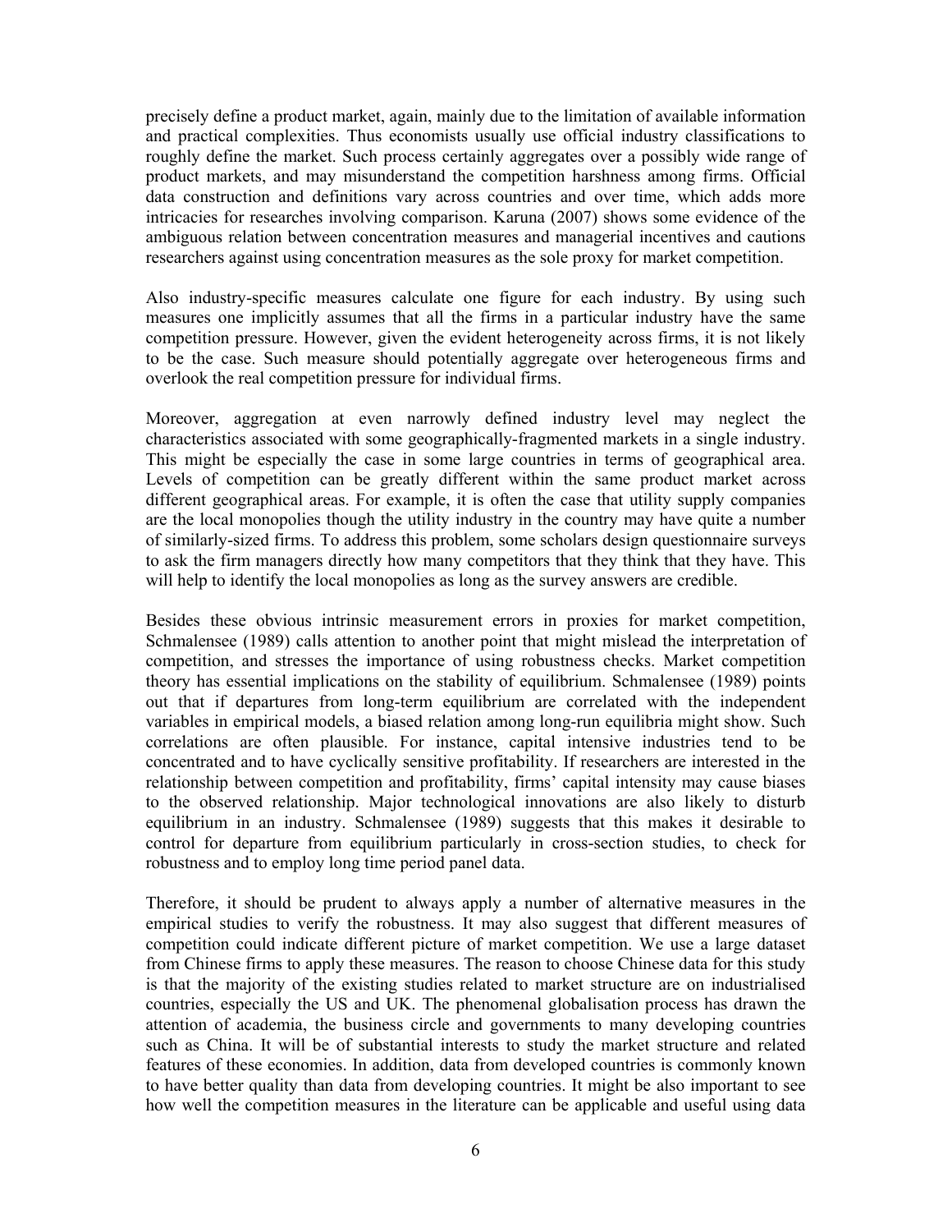precisely define a product market, again, mainly due to the limitation of available information and practical complexities. Thus economists usually use official industry classifications to roughly define the market. Such process certainly aggregates over a possibly wide range of product markets, and may misunderstand the competition harshness among firms. Official data construction and definitions vary across countries and over time, which adds more intricacies for researches involving comparison. Karuna (2007) shows some evidence of the ambiguous relation between concentration measures and managerial incentives and cautions researchers against using concentration measures as the sole proxy for market competition.

Also industry-specific measures calculate one figure for each industry. By using such measures one implicitly assumes that all the firms in a particular industry have the same competition pressure. However, given the evident heterogeneity across firms, it is not likely to be the case. Such measure should potentially aggregate over heterogeneous firms and overlook the real competition pressure for individual firms.

Moreover, aggregation at even narrowly defined industry level may neglect the characteristics associated with some geographically-fragmented markets in a single industry. This might be especially the case in some large countries in terms of geographical area. Levels of competition can be greatly different within the same product market across different geographical areas. For example, it is often the case that utility supply companies are the local monopolies though the utility industry in the country may have quite a number of similarly-sized firms. To address this problem, some scholars design questionnaire surveys to ask the firm managers directly how many competitors that they think that they have. This will help to identify the local monopolies as long as the survey answers are credible.

Besides these obvious intrinsic measurement errors in proxies for market competition, Schmalensee (1989) calls attention to another point that might mislead the interpretation of competition, and stresses the importance of using robustness checks. Market competition theory has essential implications on the stability of equilibrium. Schmalensee (1989) points out that if departures from long-term equilibrium are correlated with the independent variables in empirical models, a biased relation among long-run equilibria might show. Such correlations are often plausible. For instance, capital intensive industries tend to be concentrated and to have cyclically sensitive profitability. If researchers are interested in the relationship between competition and profitability, firms' capital intensity may cause biases to the observed relationship. Major technological innovations are also likely to disturb equilibrium in an industry. Schmalensee (1989) suggests that this makes it desirable to control for departure from equilibrium particularly in cross-section studies, to check for robustness and to employ long time period panel data.

Therefore, it should be prudent to always apply a number of alternative measures in the empirical studies to verify the robustness. It may also suggest that different measures of competition could indicate different picture of market competition. We use a large dataset from Chinese firms to apply these measures. The reason to choose Chinese data for this study is that the majority of the existing studies related to market structure are on industrialised countries, especially the US and UK. The phenomenal globalisation process has drawn the attention of academia, the business circle and governments to many developing countries such as China. It will be of substantial interests to study the market structure and related features of these economies. In addition, data from developed countries is commonly known to have better quality than data from developing countries. It might be also important to see how well the competition measures in the literature can be applicable and useful using data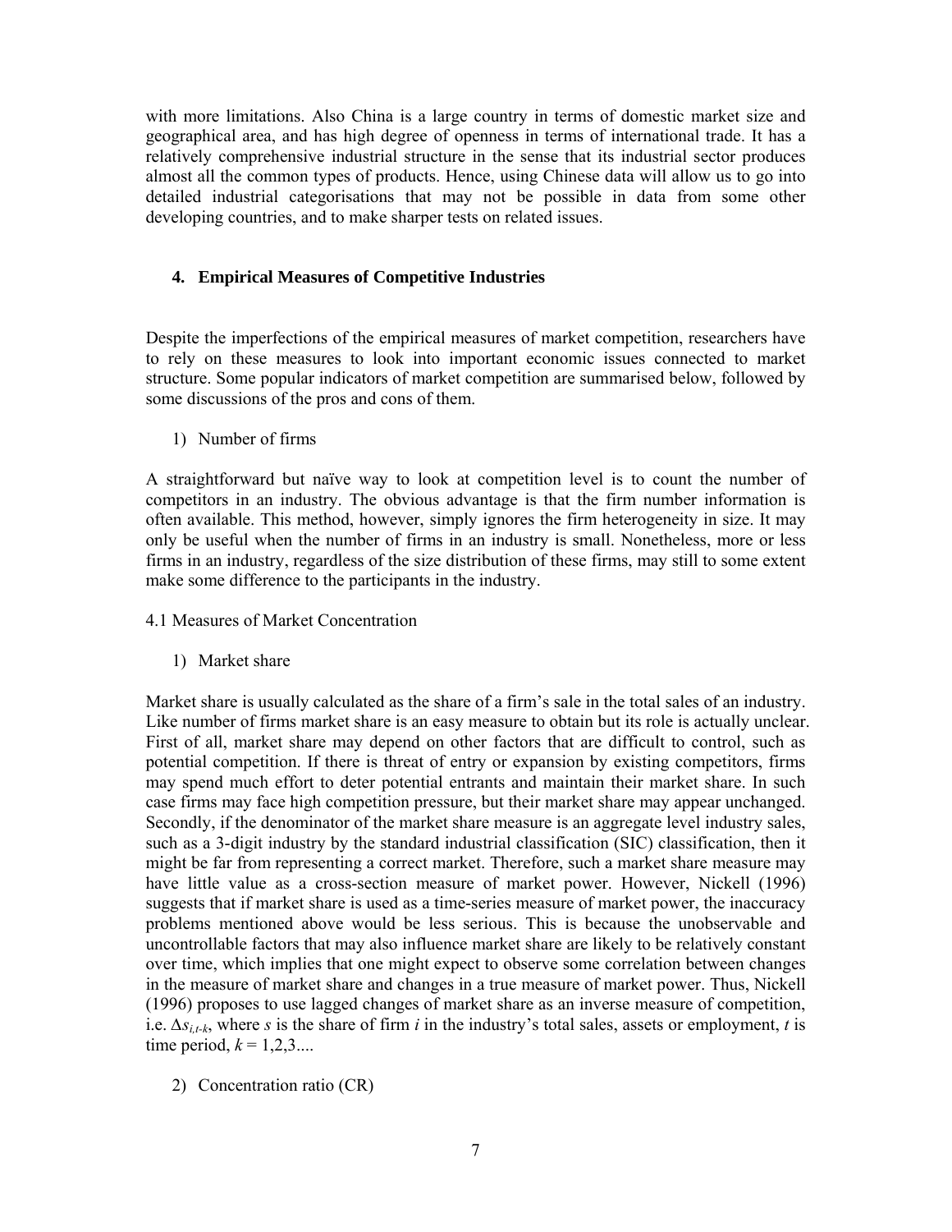with more limitations. Also China is a large country in terms of domestic market size and geographical area, and has high degree of openness in terms of international trade. It has a relatively comprehensive industrial structure in the sense that its industrial sector produces almost all the common types of products. Hence, using Chinese data will allow us to go into detailed industrial categorisations that may not be possible in data from some other developing countries, and to make sharper tests on related issues.

## 4. Empirical Measures of Competitive Industries

Despite the imperfections of the empirical measures of market competition, researchers have to rely on these measures to look into important economic issues connected to market structure. Some popular indicators of market competition are summarised below, followed by some discussions of the pros and cons of them.

1) Number of firms

A straightforward but naïve way to look at competition level is to count the number of competitors in an industry. The obvious advantage is that the firm number information is often available. This method, however, simply ignores the firm heterogeneity in size. It may only be useful when the number of firms in an industry is small. Nonetheless, more or less firms in an industry, regardless of the size distribution of these firms, may still to some extent make some difference to the participants in the industry.

### 4.1 Measures of Market Concentration

1) Market share

Market share is usually calculated as the share of a firm's sale in the total sales of an industry. Like number of firms market share is an easy measure to obtain but its role is actually unclear. First of all, market share may depend on other factors that are difficult to control, such as potential competition. If there is threat of entry or expansion by existing competitors, firms may spend much effort to deter potential entrants and maintain their market share. In such case firms may face high competition pressure, but their market share may appear unchanged. Secondly, if the denominator of the market share measure is an aggregate level industry sales, such as a 3-digit industry by the standard industrial classification (SIC) classification, then it might be far from representing a correct market. Therefore, such a market share measure may have little value as a cross-section measure of market power. However, Nickell (1996) suggests that if market share is used as a time-series measure of market power, the inaccuracy problems mentioned above would be less serious. This is because the unobservable and uncontrollable factors that may also influence market share are likely to be relatively constant over time, which implies that one might expect to observe some correlation between changes in the measure of market share and changes in a true measure of market power. Thus, Nickell (1996) proposes to use lagged changes of market share as an inverse measure of competition, i.e. $\Delta s_{i,t-k}$, where $s$ is the share of firm $i$ in the industry's total sales, assets or employment, $t$ is time period, $k = 1,2,3....$

2) Concentration ratio (CR)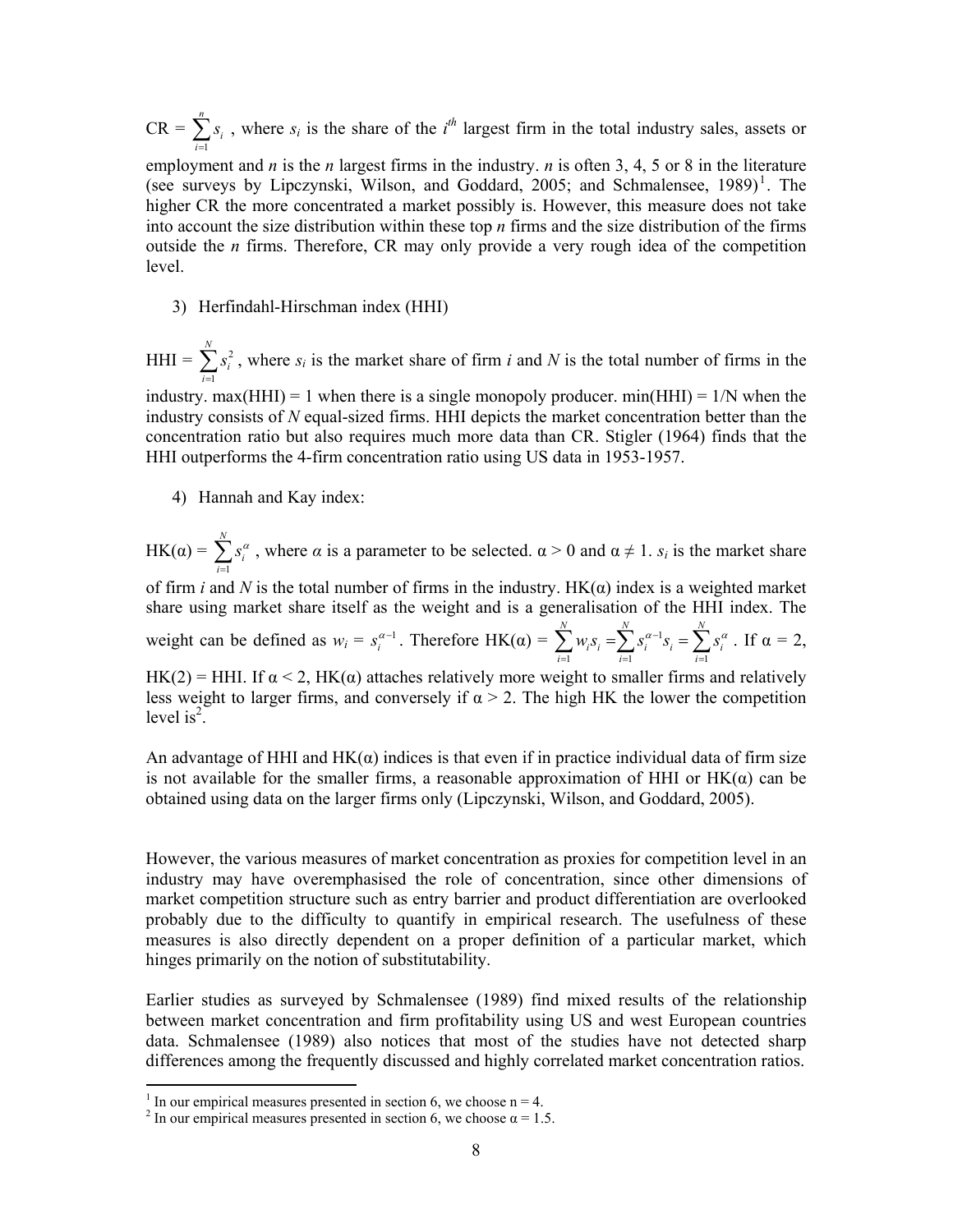CR = $\sum_{i=1}^{n} s_i$ , where $s_i$ is the share of the $i^{th}$ largest firm in the total industry sales, assets or employment and *n* is the *n* largest firms in the industry. *n* is often 3, 4, 5 or 8 in the literature (see surveys by Lipczynski, Wilson, and Goddard, 2005; and Schmalensee, 1989)[1]. The higher CR the more concentrated a market possibly is. However, this measure does not take into account the size distribution within these top *n* firms and the size distribution of the firms outside the *n* firms. Therefore, CR may only provide a very rough idea of the competition level.

3) Herfindahl-Hirschman index (HHI)

HHI = $\sum_{i=1}^{N} s_i^2$ , where $s_i$ is the market share of firm *i* and *N* is the total number of firms in the industry. max(HHI) = 1 when there is a single monopoly producer. min(HHI) = 1/N when the industry consists of *N* equal-sized firms. HHI depicts the market concentration better than the concentration ratio but also requires much more data than CR. Stigler (1964) finds that the HHI outperforms the 4-firm concentration ratio using US data in 1953-1957.

4) Hannah and Kay index:

HK(α) = $\sum_{i=1}^{N} s_i^{\alpha}$ , where *α* is a parameter to be selected. $\alpha > 0$ and $\alpha \neq 1$. $s_i$ is the market share of firm *i* and *N* is the total number of firms in the industry. HK(α) index is a weighted market share using market share itself as the weight and is a generalisation of the HHI index. The weight can be defined as $w_i = s_i^{\alpha-1}$. Therefore HK(α) = $\sum_{i=1}^{N} w_i s_i = \sum_{i=1}^{N} s_i^{\alpha-1} s_i = \sum_{i=1}^{N} s_i^{\alpha}$ . If α = 2, HK(2) = HHI. If α < 2, HK(α) attaches relatively more weight to smaller firms and relatively less weight to larger firms, and conversely if α > 2. The high HK the lower the competition level is[2].

An advantage of HHI and HK(α) indices is that even if in practice individual data of firm size is not available for the smaller firms, a reasonable approximation of HHI or HK(α) can be obtained using data on the larger firms only (Lipczynski, Wilson, and Goddard, 2005).

However, the various measures of market concentration as proxies for competition level in an industry may have overemphasised the role of concentration, since other dimensions of market competition structure such as entry barrier and product differentiation are overlooked probably due to the difficulty to quantify in empirical research. The usefulness of these measures is also directly dependent on a proper definition of a particular market, which hinges primarily on the notion of substitutability.

Earlier studies as surveyed by Schmalensee (1989) find mixed results of the relationship between market concentration and firm profitability using US and west European countries data. Schmalensee (1989) also notices that most of the studies have not detected sharp differences among the frequently discussed and highly correlated market concentration ratios.

---

[1] In our empirical measures presented in section 6, we choose n = 4.

[2] In our empirical measures presented in section 6, we choose α = 1.5.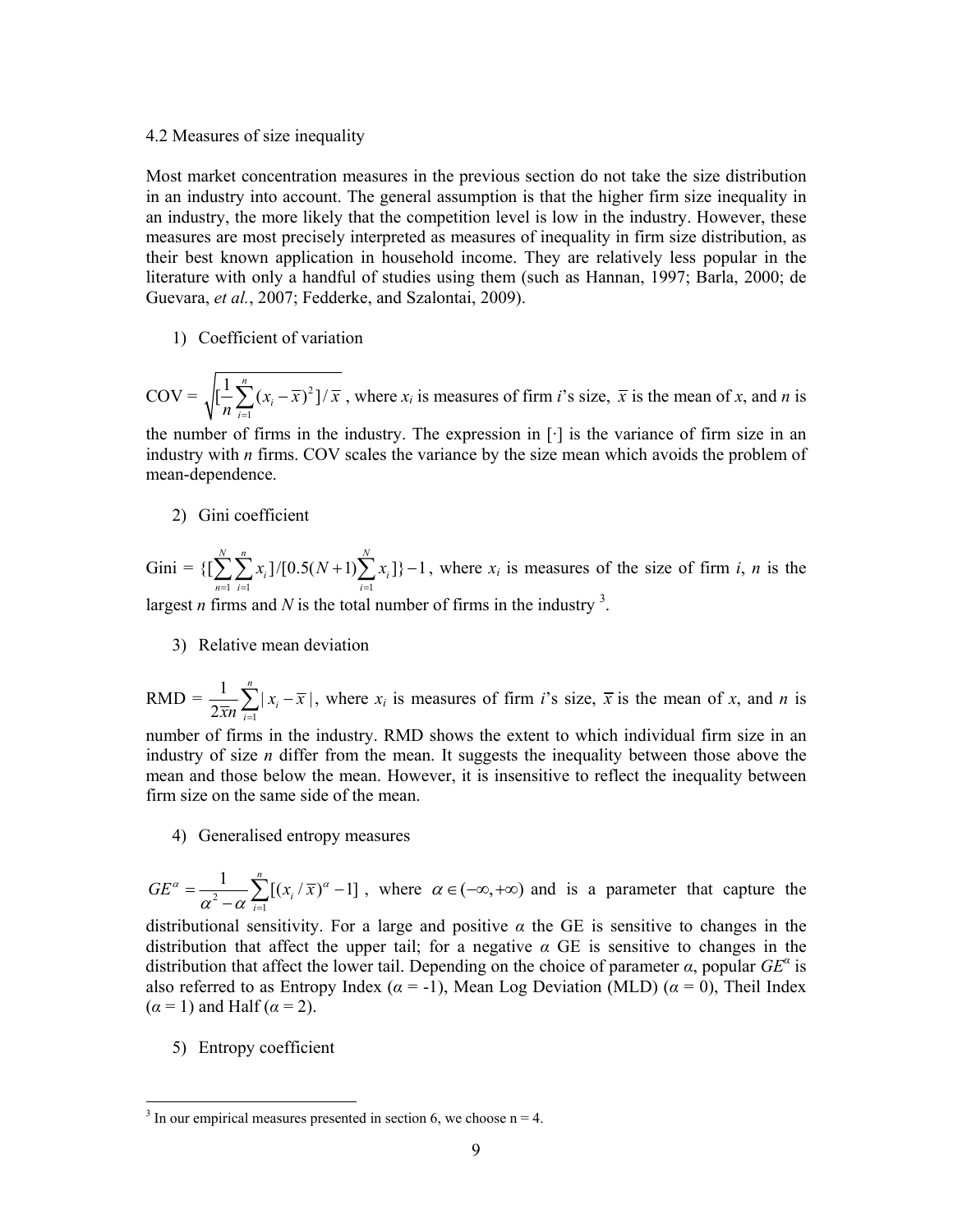4.2 Measures of size inequality

Most market concentration measures in the previous section do not take the size distribution in an industry into account. The general assumption is that the higher firm size inequality in an industry, the more likely that the competition level is low in the industry. However, these measures are most precisely interpreted as measures of inequality in firm size distribution, as their best known application in household income. They are relatively less popular in the literature with only a handful of studies using them (such as Hannan, 1997; Barla, 2000; de Guevara, *et al.*, 2007; Fedderke, and Szalontai, 2009).

1) Coefficient of variation

COV = $\sqrt{[\frac{1}{n}\sum_{i=1}^{n}(x_i - \bar{x})^2]/\bar{x}}$ , where $x_i$ is measures of firm *i*'s size, $\bar{x}$ is the mean of *x*, and *n* is the number of firms in the industry. The expression in [·] is the variance of firm size in an industry with *n* firms. COV scales the variance by the size mean which avoids the problem of mean-dependence.

2) Gini coefficient

Gini = $\{[\sum_{n=1}^{N}\sum_{i=1}^{n}x_i]/[0.5(N+1)\sum_{i=1}^{N}x_i]\}-1$, where $x_i$ is measures of the size of firm *i*, *n* is the largest *n* firms and *N* is the total number of firms in the industry [3].

3) Relative mean deviation

RMD = $\frac{1}{2\bar{x}n}\sum_{i=1}^{n}|x_i - \bar{x}|$, where $x_i$ is measures of firm *i*'s size, $\bar{x}$ is the mean of *x*, and *n* is number of firms in the industry. RMD shows the extent to which individual firm size in an industry of size *n* differ from the mean. It suggests the inequality between those above the mean and those below the mean. However, it is insensitive to reflect the inequality between firm size on the same side of the mean.

4) Generalised entropy measures

$GE^{\alpha} = \frac{1}{\alpha^2 - \alpha}\sum_{i=1}^{n}[(x_i/\bar{x})^{\alpha} - 1]$ , where $\alpha \in (-\infty, +\infty)$ and is a parameter that capture the distributional sensitivity. For a large and positive $\alpha$ the GE is sensitive to changes in the distribution that affect the upper tail; for a negative $\alpha$ GE is sensitive to changes in the distribution that affect the lower tail. Depending on the choice of parameter $\alpha$, popular $GE^{\alpha}$ is also referred to as Entropy Index ($\alpha$ = -1), Mean Log Deviation (MLD) ($\alpha$ = 0), Theil Index ($\alpha$ = 1) and Half ($\alpha$ = 2).

5) Entropy coefficient

[3] In our empirical measures presented in section 6, we choose n = 4.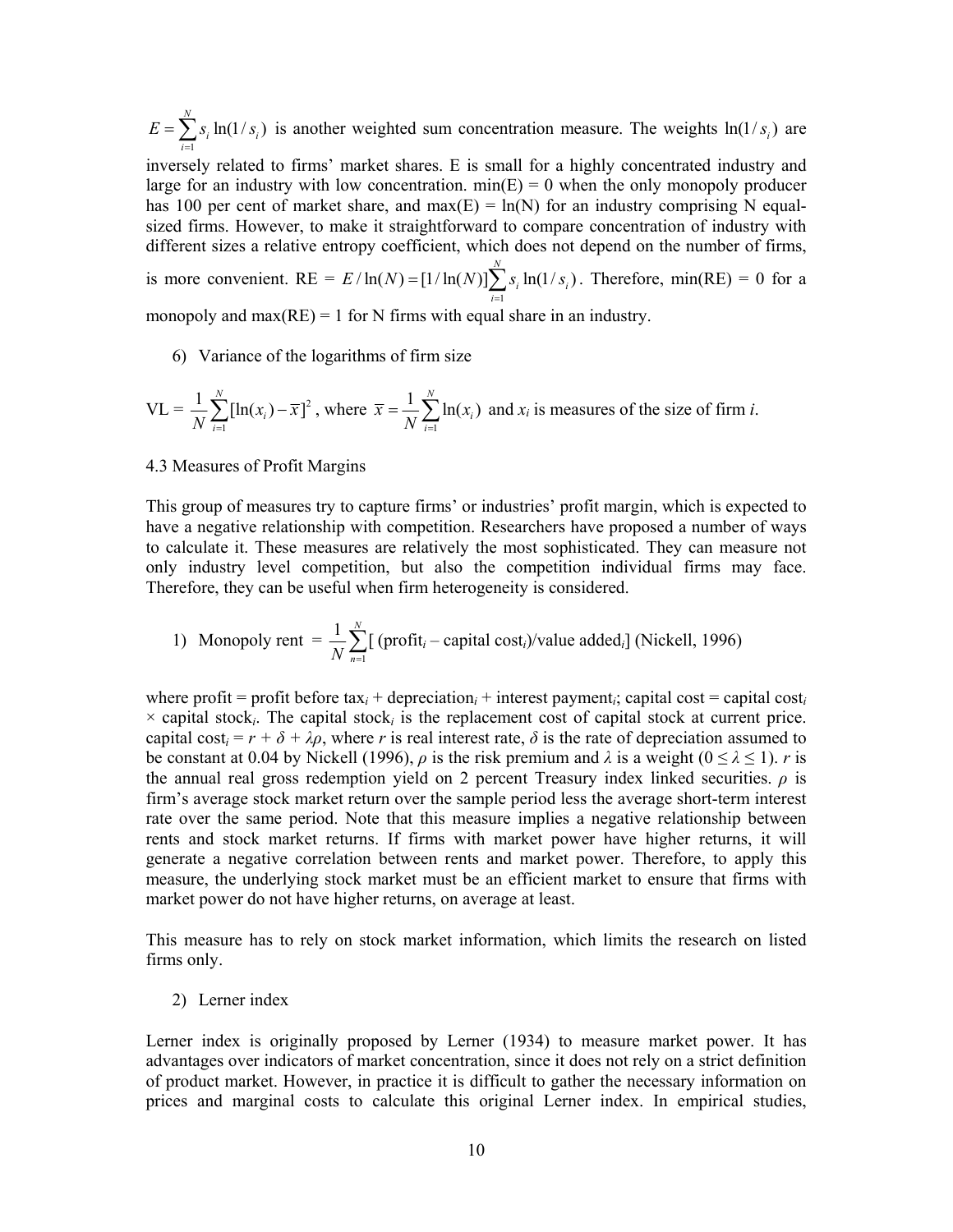$E = \sum_{i=1}^{N} s_i \ln(1/s_i)$ is another weighted sum concentration measure. The weights $\ln(1/s_i)$ are inversely related to firms' market shares. E is small for a highly concentrated industry and large for an industry with low concentration. min(E) = 0 when the only monopoly producer has 100 per cent of market share, and max(E) = ln(N) for an industry comprising N equal-sized firms. However, to make it straightforward to compare concentration of industry with different sizes a relative entropy coefficient, which does not depend on the number of firms, is more convenient. RE = $E/\ln(N) = [1/\ln(N)]\sum_{i=1}^{N} s_i \ln(1/s_i)$. Therefore, min(RE) = 0 for a monopoly and max(RE) = 1 for N firms with equal share in an industry.

6) Variance of the logarithms of firm size

VL = $\frac{1}{N}\sum_{i=1}^{N}[\ln(x_i) - \bar{x}]^2$, where $\bar{x} = \frac{1}{N}\sum_{i=1}^{N}\ln(x_i)$ and $x_i$ is measures of the size of firm *i*.

4.3 Measures of Profit Margins

This group of measures try to capture firms' or industries' profit margin, which is expected to have a negative relationship with competition. Researchers have proposed a number of ways to calculate it. These measures are relatively the most sophisticated. They can measure not only industry level competition, but also the competition individual firms may face. Therefore, they can be useful when firm heterogeneity is considered.

1) Monopoly rent = $\frac{1}{N}\sum_{n=1}^{N}$[ (profit$_i$ – capital cost$_i$)/value added$_i$] (Nickell, 1996)

where profit = profit before tax$_i$ + depreciation$_i$ + interest payment$_i$; capital cost = capital cost$_i$ × capital stock$_i$. The capital stock$_i$ is the replacement cost of capital stock at current price. capital cost$_i$ = $r + \delta + \lambda\rho$, where $r$ is real interest rate, $\delta$ is the rate of depreciation assumed to be constant at 0.04 by Nickell (1996), $\rho$ is the risk premium and $\lambda$ is a weight ($0 \leq \lambda \leq 1$). $r$ is the annual real gross redemption yield on 2 percent Treasury index linked securities. $\rho$ is firm's average stock market return over the sample period less the average short-term interest rate over the same period. Note that this measure implies a negative relationship between rents and stock market returns. If firms with market power have higher returns, it will generate a negative correlation between rents and market power. Therefore, to apply this measure, the underlying stock market must be an efficient market to ensure that firms with market power do not have higher returns, on average at least.

This measure has to rely on stock market information, which limits the research on listed firms only.

2) Lerner index

Lerner index is originally proposed by Lerner (1934) to measure market power. It has advantages over indicators of market concentration, since it does not rely on a strict definition of product market. However, in practice it is difficult to gather the necessary information on prices and marginal costs to calculate this original Lerner index. In empirical studies,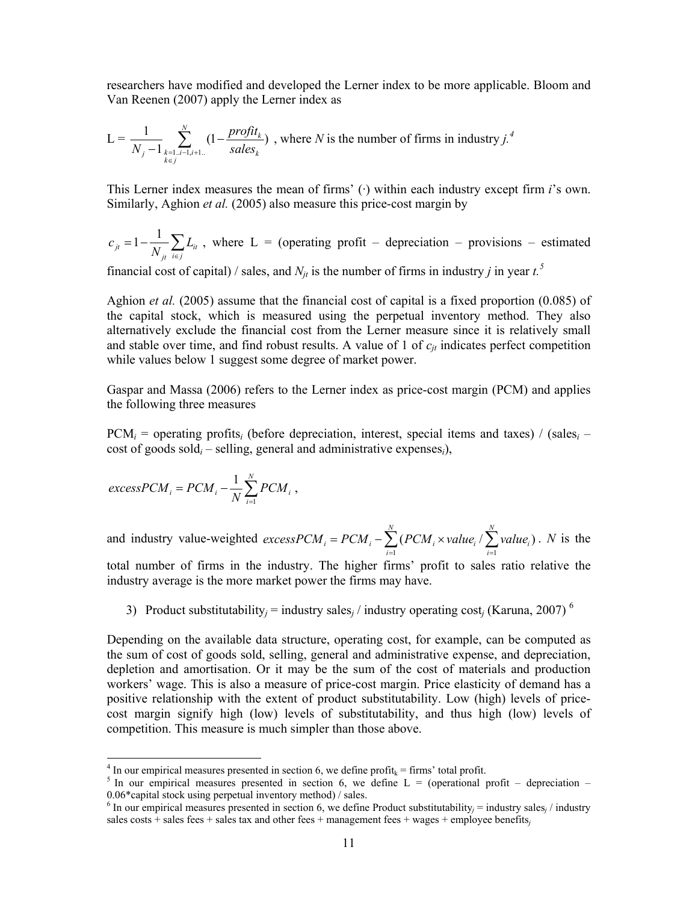researchers have modified and developed the Lerner index to be more applicable. Bloom and Van Reenen (2007) apply the Lerner index as

$$L = \frac{1}{N_j - 1} \sum_{\substack{k=1..i-1,i+1..\\ k \in j}}^{N} \left(1 - \frac{profit_k}{sales_k}\right)$$

, where $N$ is the number of firms in industry $j$.[4]

This Lerner index measures the mean of firms' (·) within each industry except firm $i$'s own. Similarly, Aghion *et al.* (2005) also measure this price-cost margin by

$$c_{jt} = 1 - \frac{1}{N_{jt}} \sum_{i \in j} L_{it}$$

, where L = (operating profit – depreciation – provisions – estimated financial cost of capital) / sales, and $N_{jt}$ is the number of firms in industry $j$ in year $t$.[5]

Aghion *et al.* (2005) assume that the financial cost of capital is a fixed proportion (0.085) of the capital stock, which is measured using the perpetual inventory method. They also alternatively exclude the financial cost from the Lerner measure since it is relatively small and stable over time, and find robust results. A value of 1 of $c_{jt}$ indicates perfect competition while values below 1 suggest some degree of market power.

Gaspar and Massa (2006) refers to the Lerner index as price-cost margin (PCM) and applies the following three measures

$PCM_i$ = operating profits$_i$ (before depreciation, interest, special items and taxes) / (sales$_i$ – cost of goods sold$_i$ – selling, general and administrative expenses$_i$),

$$excessPCM_i = PCM_i - \frac{1}{N} \sum_{i=1}^{N} PCM_i \, ,$$

and industry value-weighted $excessPCM_i = PCM_i - \sum_{i=1}^{N} (PCM_i \times value_i / \sum_{i=1}^{N} value_i)$. $N$ is the total number of firms in the industry. The higher firms' profit to sales ratio relative the industry average is the more market power the firms may have.

3) Product substitutability$_j$ = industry sales$_j$ / industry operating cost$_j$ (Karuna, 2007)[6]

Depending on the available data structure, operating cost, for example, can be computed as the sum of cost of goods sold, selling, general and administrative expense, and depreciation, depletion and amortisation. Or it may be the sum of the cost of materials and production workers' wage. This is also a measure of price-cost margin. Price elasticity of demand has a positive relationship with the extent of product substitutability. Low (high) levels of price-cost margin signify high (low) levels of substitutability, and thus high (low) levels of competition. This measure is much simpler than those above.

---

[4] In our empirical measures presented in section 6, we define profit$_k$ = firms' total profit.

[5] In our empirical measures presented in section 6, we define L = (operational profit – depreciation – 0.06*capital stock using perpetual inventory method) / sales.

[6] In our empirical measures presented in section 6, we define Product substitutability$_j$ = industry sales$_j$ / industry sales costs + sales fees + sales tax and other fees + management fees + wages + employee benefits$_j$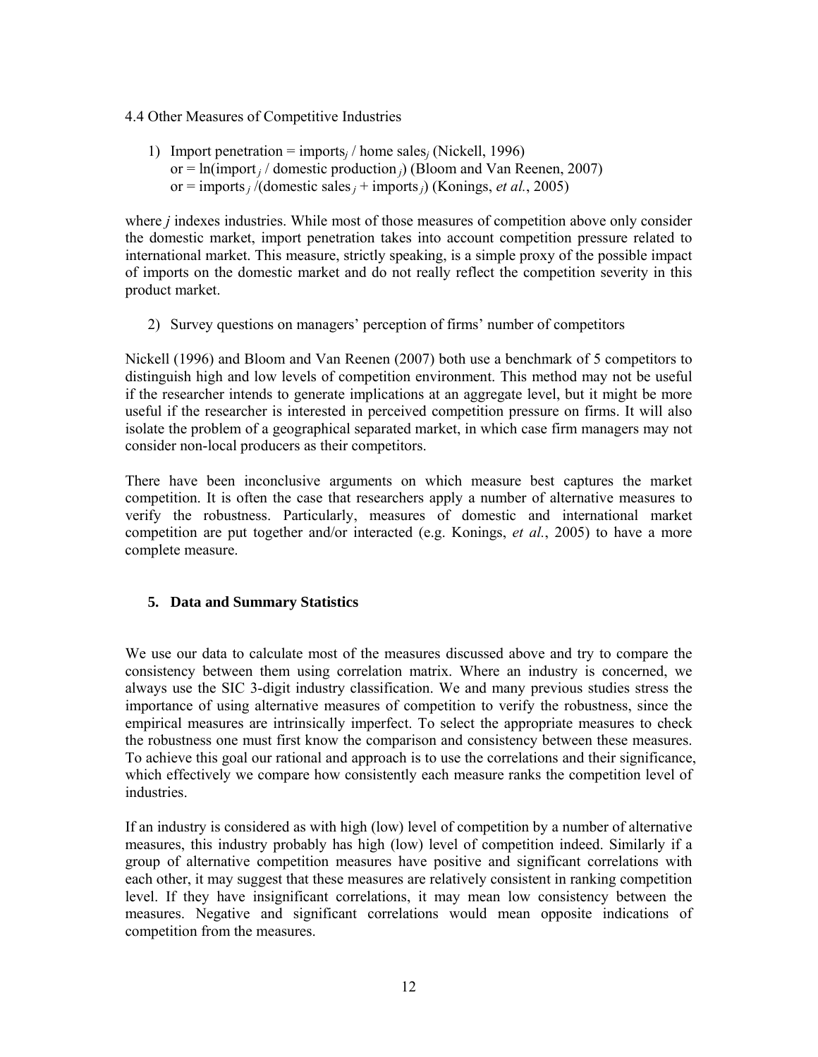4.4 Other Measures of Competitive Industries

1) Import penetration = $\text{imports}_j$ / $\text{home sales}_j$ (Nickell, 1996)
   or = $\ln(\text{import}_j$ / $\text{domestic production}_j)$ (Bloom and Van Reenen, 2007)
   or = $\text{imports}_j$ /($\text{domestic sales}_j$ + $\text{imports}_j$) (Konings, *et al.*, 2005)

where *j* indexes industries. While most of those measures of competition above only consider the domestic market, import penetration takes into account competition pressure related to international market. This measure, strictly speaking, is a simple proxy of the possible impact of imports on the domestic market and do not really reflect the competition severity in this product market.

2) Survey questions on managers' perception of firms' number of competitors

Nickell (1996) and Bloom and Van Reenen (2007) both use a benchmark of 5 competitors to distinguish high and low levels of competition environment. This method may not be useful if the researcher intends to generate implications at an aggregate level, but it might be more useful if the researcher is interested in perceived competition pressure on firms. It will also isolate the problem of a geographical separated market, in which case firm managers may not consider non-local producers as their competitors.

There have been inconclusive arguments on which measure best captures the market competition. It is often the case that researchers apply a number of alternative measures to verify the robustness. Particularly, measures of domestic and international market competition are put together and/or interacted (e.g. Konings, *et al.*, 2005) to have a more complete measure.

## 5. Data and Summary Statistics

We use our data to calculate most of the measures discussed above and try to compare the consistency between them using correlation matrix. Where an industry is concerned, we always use the SIC 3-digit industry classification. We and many previous studies stress the importance of using alternative measures of competition to verify the robustness, since the empirical measures are intrinsically imperfect. To select the appropriate measures to check the robustness one must first know the comparison and consistency between these measures. To achieve this goal our rational and approach is to use the correlations and their significance, which effectively we compare how consistently each measure ranks the competition level of industries.

If an industry is considered as with high (low) level of competition by a number of alternative measures, this industry probably has high (low) level of competition indeed. Similarly if a group of alternative competition measures have positive and significant correlations with each other, it may suggest that these measures are relatively consistent in ranking competition level. If they have insignificant correlations, it may mean low consistency between the measures. Negative and significant correlations would mean opposite indications of competition from the measures.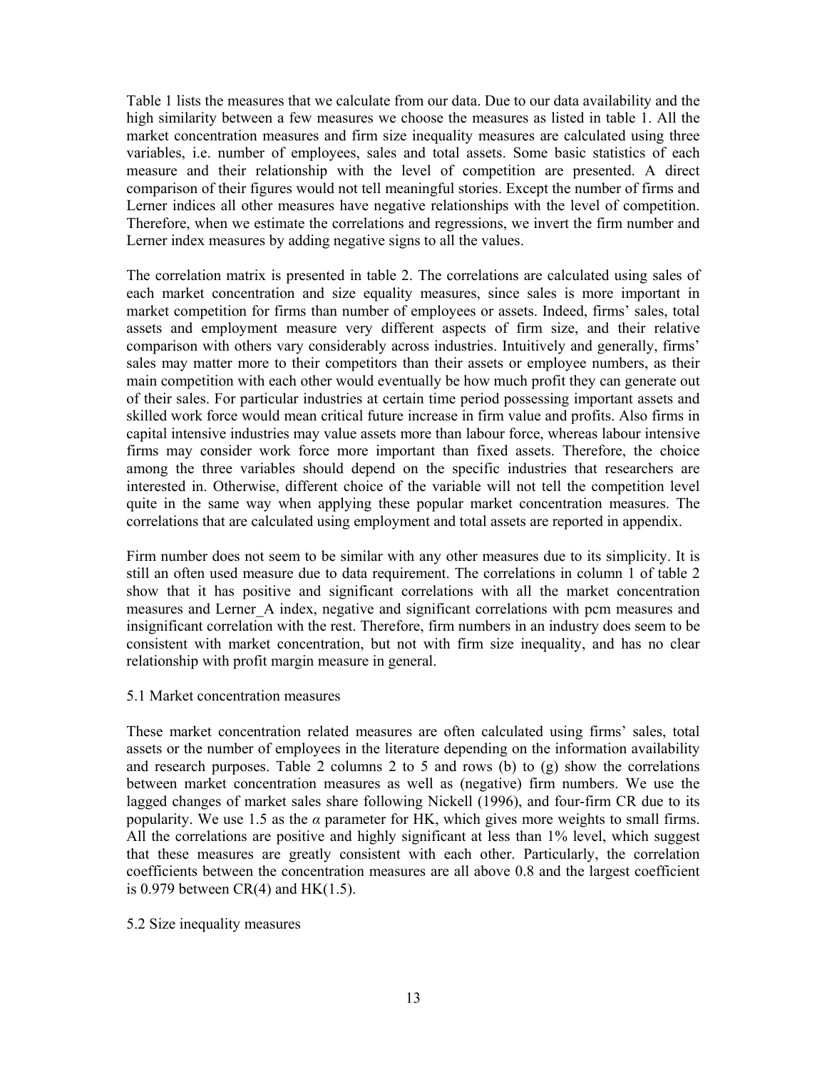Table 1 lists the measures that we calculate from our data. Due to our data availability and the high similarity between a few measures we choose the measures as listed in table 1. All the market concentration measures and firm size inequality measures are calculated using three variables, i.e. number of employees, sales and total assets. Some basic statistics of each measure and their relationship with the level of competition are presented. A direct comparison of their figures would not tell meaningful stories. Except the number of firms and Lerner indices all other measures have negative relationships with the level of competition. Therefore, when we estimate the correlations and regressions, we invert the firm number and Lerner index measures by adding negative signs to all the values.

The correlation matrix is presented in table 2. The correlations are calculated using sales of each market concentration and size equality measures, since sales is more important in market competition for firms than number of employees or assets. Indeed, firms' sales, total assets and employment measure very different aspects of firm size, and their relative comparison with others vary considerably across industries. Intuitively and generally, firms' sales may matter more to their competitors than their assets or employee numbers, as their main competition with each other would eventually be how much profit they can generate out of their sales. For particular industries at certain time period possessing important assets and skilled work force would mean critical future increase in firm value and profits. Also firms in capital intensive industries may value assets more than labour force, whereas labour intensive firms may consider work force more important than fixed assets. Therefore, the choice among the three variables should depend on the specific industries that researchers are interested in. Otherwise, different choice of the variable will not tell the competition level quite in the same way when applying these popular market concentration measures. The correlations that are calculated using employment and total assets are reported in appendix.

Firm number does not seem to be similar with any other measures due to its simplicity. It is still an often used measure due to data requirement. The correlations in column 1 of table 2 show that it has positive and significant correlations with all the market concentration measures and Lerner_A index, negative and significant correlations with pcm measures and insignificant correlation with the rest. Therefore, firm numbers in an industry does seem to be consistent with market concentration, but not with firm size inequality, and has no clear relationship with profit margin measure in general.

### 5.1 Market concentration measures

These market concentration related measures are often calculated using firms' sales, total assets or the number of employees in the literature depending on the information availability and research purposes. Table 2 columns 2 to 5 and rows (b) to (g) show the correlations between market concentration measures as well as (negative) firm numbers. We use the lagged changes of market sales share following Nickell (1996), and four-firm CR due to its popularity. We use 1.5 as the $\alpha$ parameter for HK, which gives more weights to small firms. All the correlations are positive and highly significant at less than 1% level, which suggest that these measures are greatly consistent with each other. Particularly, the correlation coefficients between the concentration measures are all above 0.8 and the largest coefficient is 0.979 between CR(4) and HK(1.5).

### 5.2 Size inequality measures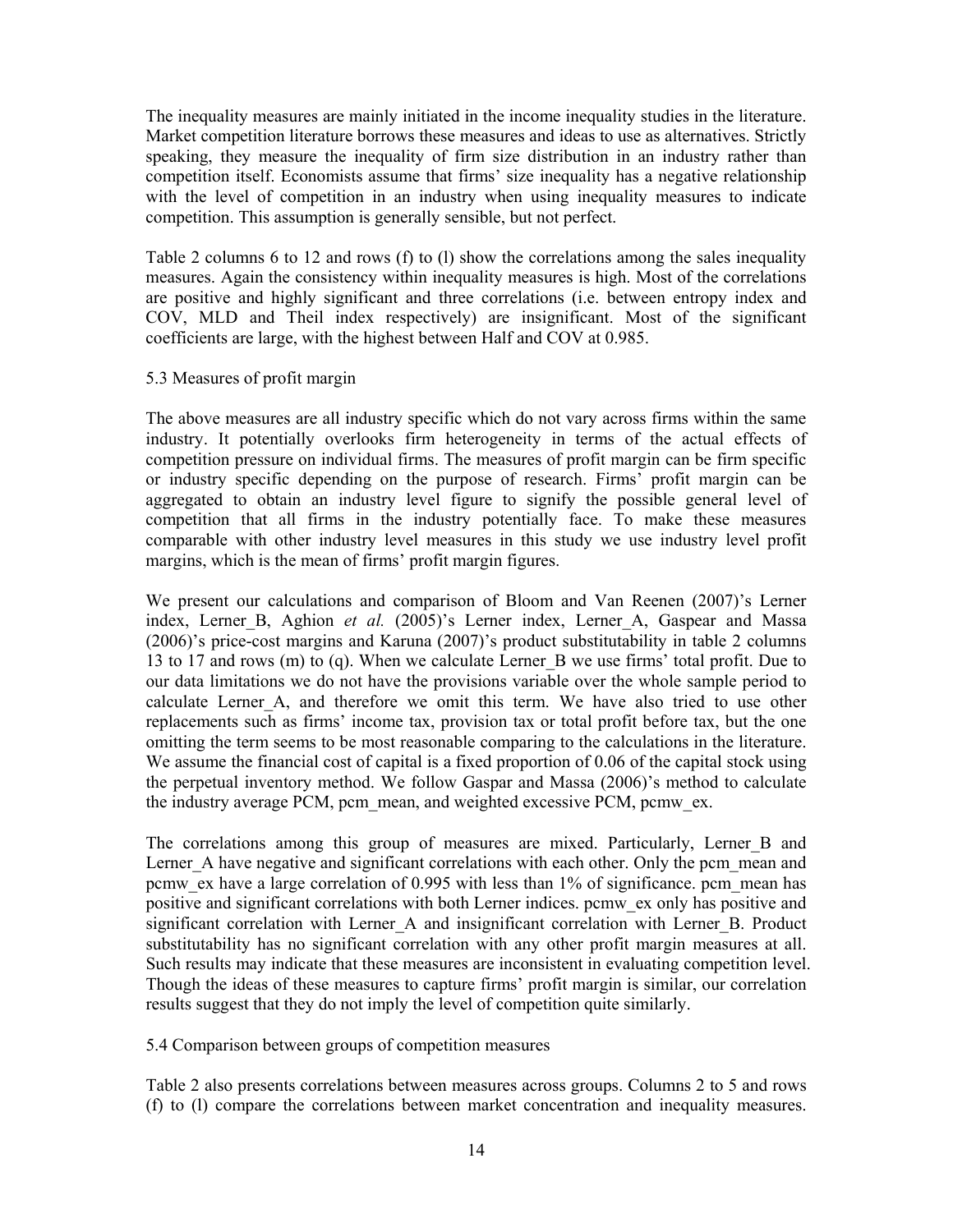The inequality measures are mainly initiated in the income inequality studies in the literature. Market competition literature borrows these measures and ideas to use as alternatives. Strictly speaking, they measure the inequality of firm size distribution in an industry rather than competition itself. Economists assume that firms' size inequality has a negative relationship with the level of competition in an industry when using inequality measures to indicate competition. This assumption is generally sensible, but not perfect.

Table 2 columns 6 to 12 and rows (f) to (l) show the correlations among the sales inequality measures. Again the consistency within inequality measures is high. Most of the correlations are positive and highly significant and three correlations (i.e. between entropy index and COV, MLD and Theil index respectively) are insignificant. Most of the significant coefficients are large, with the highest between Half and COV at 0.985.

### 5.3 Measures of profit margin

The above measures are all industry specific which do not vary across firms within the same industry. It potentially overlooks firm heterogeneity in terms of the actual effects of competition pressure on individual firms. The measures of profit margin can be firm specific or industry specific depending on the purpose of research. Firms' profit margin can be aggregated to obtain an industry level figure to signify the possible general level of competition that all firms in the industry potentially face. To make these measures comparable with other industry level measures in this study we use industry level profit margins, which is the mean of firms' profit margin figures.

We present our calculations and comparison of Bloom and Van Reenen (2007)'s Lerner index, Lerner_B, Aghion *et al.* (2005)'s Lerner index, Lerner_A, Gaspear and Massa (2006)'s price-cost margins and Karuna (2007)'s product substitutability in table 2 columns 13 to 17 and rows (m) to (q). When we calculate Lerner_B we use firms' total profit. Due to our data limitations we do not have the provisions variable over the whole sample period to calculate Lerner_A, and therefore we omit this term. We have also tried to use other replacements such as firms' income tax, provision tax or total profit before tax, but the one omitting the term seems to be most reasonable comparing to the calculations in the literature. We assume the financial cost of capital is a fixed proportion of 0.06 of the capital stock using the perpetual inventory method. We follow Gaspar and Massa (2006)'s method to calculate the industry average PCM, pcm_mean, and weighted excessive PCM, pcmw_ex.

The correlations among this group of measures are mixed. Particularly, Lerner_B and Lerner_A have negative and significant correlations with each other. Only the pcm_mean and pcmw_ex have a large correlation of 0.995 with less than 1% of significance. pcm_mean has positive and significant correlations with both Lerner indices. pcmw_ex only has positive and significant correlation with Lerner_A and insignificant correlation with Lerner_B. Product substitutability has no significant correlation with any other profit margin measures at all. Such results may indicate that these measures are inconsistent in evaluating competition level. Though the ideas of these measures to capture firms' profit margin is similar, our correlation results suggest that they do not imply the level of competition quite similarly.

### 5.4 Comparison between groups of competition measures

Table 2 also presents correlations between measures across groups. Columns 2 to 5 and rows (f) to (l) compare the correlations between market concentration and inequality measures.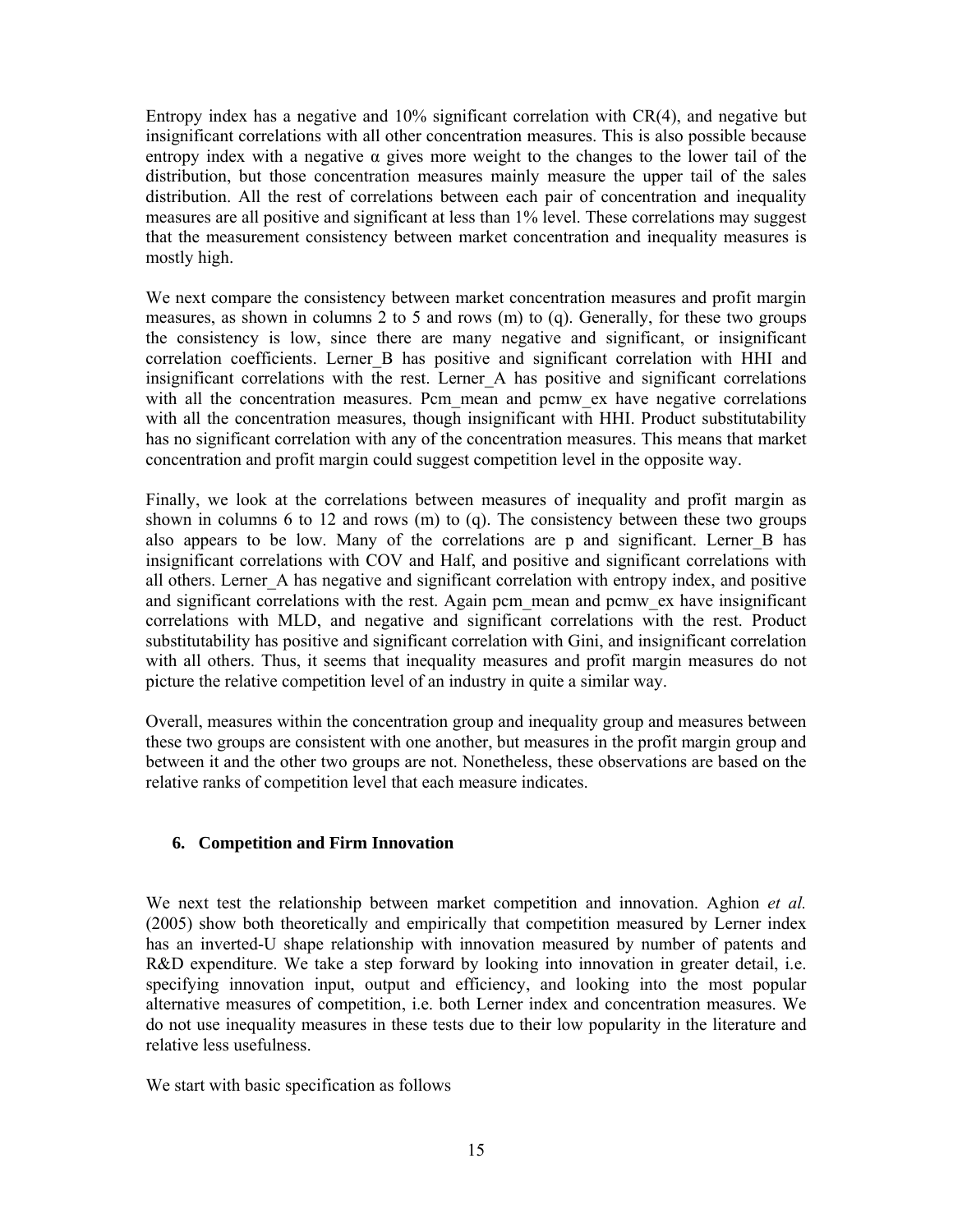Entropy index has a negative and 10% significant correlation with CR(4), and negative but insignificant correlations with all other concentration measures. This is also possible because entropy index with a negative α gives more weight to the changes to the lower tail of the distribution, but those concentration measures mainly measure the upper tail of the sales distribution. All the rest of correlations between each pair of concentration and inequality measures are all positive and significant at less than 1% level. These correlations may suggest that the measurement consistency between market concentration and inequality measures is mostly high.

We next compare the consistency between market concentration measures and profit margin measures, as shown in columns 2 to 5 and rows (m) to (q). Generally, for these two groups the consistency is low, since there are many negative and significant, or insignificant correlation coefficients. Lerner_B has positive and significant correlation with HHI and insignificant correlations with the rest. Lerner_A has positive and significant correlations with all the concentration measures. Pcm_mean and pcmw_ex have negative correlations with all the concentration measures, though insignificant with HHI. Product substitutability has no significant correlation with any of the concentration measures. This means that market concentration and profit margin could suggest competition level in the opposite way.

Finally, we look at the correlations between measures of inequality and profit margin as shown in columns 6 to 12 and rows (m) to (q). The consistency between these two groups also appears to be low. Many of the correlations are p and significant. Lerner_B has insignificant correlations with COV and Half, and positive and significant correlations with all others. Lerner_A has negative and significant correlation with entropy index, and positive and significant correlations with the rest. Again pcm_mean and pcmw_ex have insignificant correlations with MLD, and negative and significant correlations with the rest. Product substitutability has positive and significant correlation with Gini, and insignificant correlation with all others. Thus, it seems that inequality measures and profit margin measures do not picture the relative competition level of an industry in quite a similar way.

Overall, measures within the concentration group and inequality group and measures between these two groups are consistent with one another, but measures in the profit margin group and between it and the other two groups are not. Nonetheless, these observations are based on the relative ranks of competition level that each measure indicates.

## 6. Competition and Firm Innovation

We next test the relationship between market competition and innovation. Aghion *et al.* (2005) show both theoretically and empirically that competition measured by Lerner index has an inverted-U shape relationship with innovation measured by number of patents and R&D expenditure. We take a step forward by looking into innovation in greater detail, i.e. specifying innovation input, output and efficiency, and looking into the most popular alternative measures of competition, i.e. both Lerner index and concentration measures. We do not use inequality measures in these tests due to their low popularity in the literature and relative less usefulness.

We start with basic specification as follows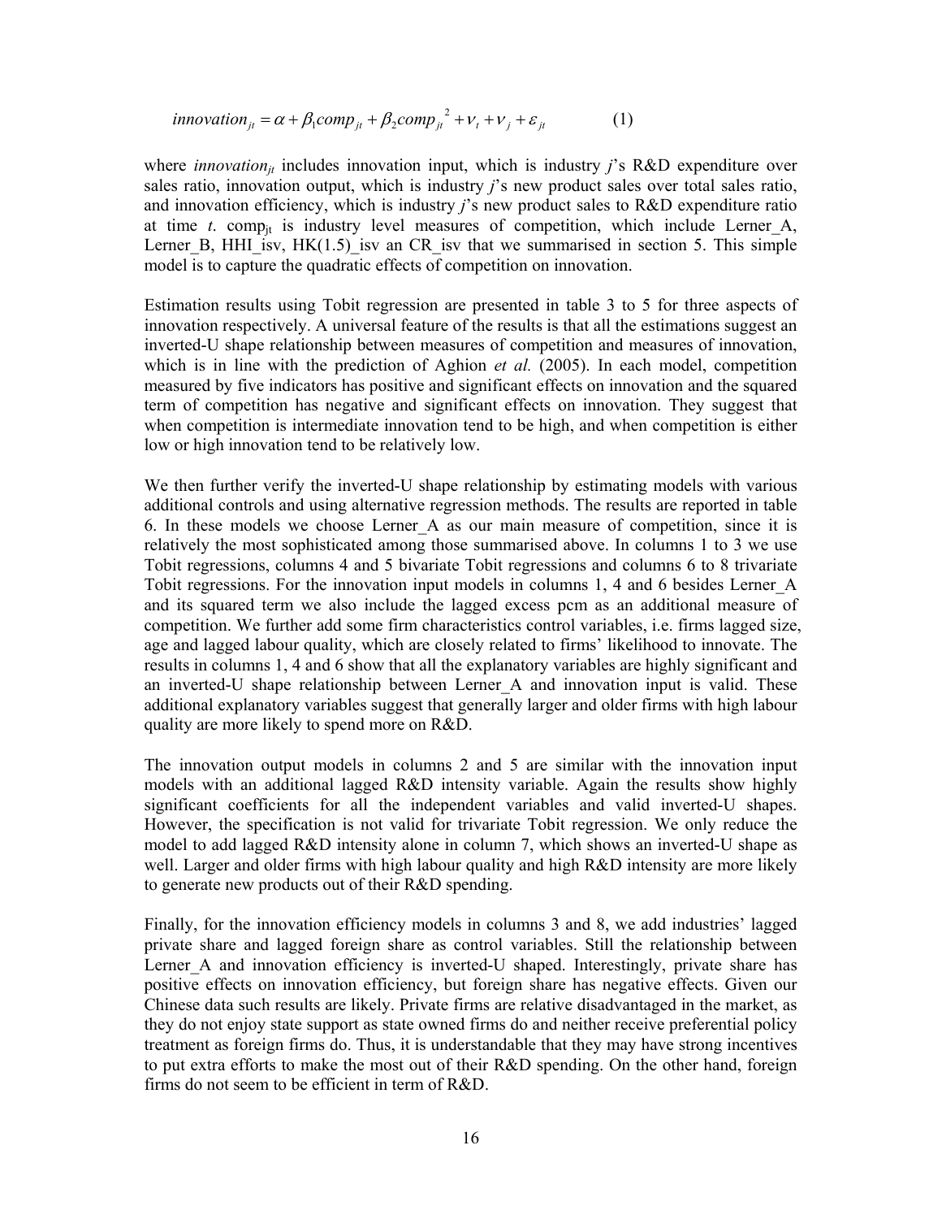$$innovation_{jt} = \alpha + \beta_1 comp_{jt} + \beta_2 comp_{jt}^2 + \nu_t + \nu_j + \varepsilon_{jt} \qquad (1)$$

where $innovation_{jt}$ includes innovation input, which is industry $j$'s R&D expenditure over sales ratio, innovation output, which is industry $j$'s new product sales over total sales ratio, and innovation efficiency, which is industry $j$'s new product sales to R&D expenditure ratio at time $t$. $comp_{jt}$ is industry level measures of competition, which include Lerner_A, Lerner_B, HHI_isv, HK(1.5)_isv an CR_isv that we summarised in section 5. This simple model is to capture the quadratic effects of competition on innovation.

Estimation results using Tobit regression are presented in table 3 to 5 for three aspects of innovation respectively. A universal feature of the results is that all the estimations suggest an inverted-U shape relationship between measures of competition and measures of innovation, which is in line with the prediction of Aghion *et al.* (2005). In each model, competition measured by five indicators has positive and significant effects on innovation and the squared term of competition has negative and significant effects on innovation. They suggest that when competition is intermediate innovation tend to be high, and when competition is either low or high innovation tend to be relatively low.

We then further verify the inverted-U shape relationship by estimating models with various additional controls and using alternative regression methods. The results are reported in table 6. In these models we choose Lerner_A as our main measure of competition, since it is relatively the most sophisticated among those summarised above. In columns 1 to 3 we use Tobit regressions, columns 4 and 5 bivariate Tobit regressions and columns 6 to 8 trivariate Tobit regressions. For the innovation input models in columns 1, 4 and 6 besides Lerner_A and its squared term we also include the lagged excess pcm as an additional measure of competition. We further add some firm characteristics control variables, i.e. firms lagged size, age and lagged labour quality, which are closely related to firms' likelihood to innovate. The results in columns 1, 4 and 6 show that all the explanatory variables are highly significant and an inverted-U shape relationship between Lerner_A and innovation input is valid. These additional explanatory variables suggest that generally larger and older firms with high labour quality are more likely to spend more on R&D.

The innovation output models in columns 2 and 5 are similar with the innovation input models with an additional lagged R&D intensity variable. Again the results show highly significant coefficients for all the independent variables and valid inverted-U shapes. However, the specification is not valid for trivariate Tobit regression. We only reduce the model to add lagged R&D intensity alone in column 7, which shows an inverted-U shape as well. Larger and older firms with high labour quality and high R&D intensity are more likely to generate new products out of their R&D spending.

Finally, for the innovation efficiency models in columns 3 and 8, we add industries' lagged private share and lagged foreign share as control variables. Still the relationship between Lerner_A and innovation efficiency is inverted-U shaped. Interestingly, private share has positive effects on innovation efficiency, but foreign share has negative effects. Given our Chinese data such results are likely. Private firms are relative disadvantaged in the market, as they do not enjoy state support as state owned firms do and neither receive preferential policy treatment as foreign firms do. Thus, it is understandable that they may have strong incentives to put extra efforts to make the most out of their R&D spending. On the other hand, foreign firms do not seem to be efficient in term of R&D.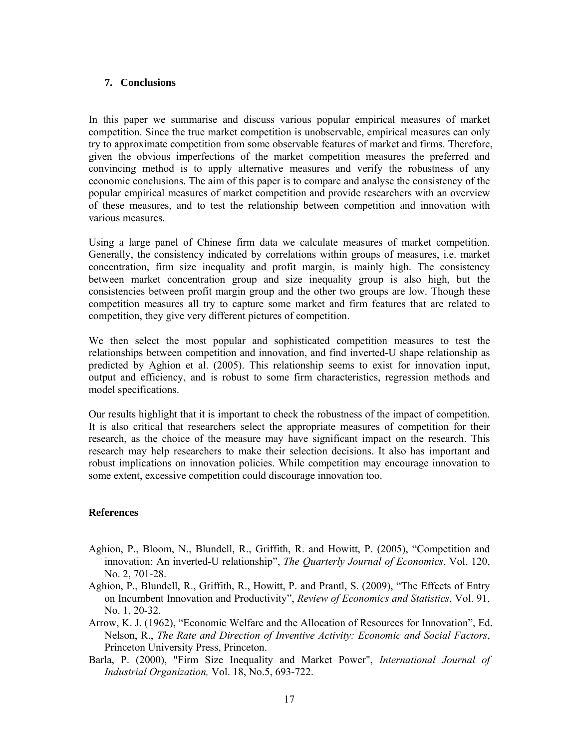## 7. Conclusions

In this paper we summarise and discuss various popular empirical measures of market competition. Since the true market competition is unobservable, empirical measures can only try to approximate competition from some observable features of market and firms. Therefore, given the obvious imperfections of the market competition measures the preferred and convincing method is to apply alternative measures and verify the robustness of any economic conclusions. The aim of this paper is to compare and analyse the consistency of the popular empirical measures of market competition and provide researchers with an overview of these measures, and to test the relationship between competition and innovation with various measures.

Using a large panel of Chinese firm data we calculate measures of market competition. Generally, the consistency indicated by correlations within groups of measures, i.e. market concentration, firm size inequality and profit margin, is mainly high. The consistency between market concentration group and size inequality group is also high, but the consistencies between profit margin group and the other two groups are low. Though these competition measures all try to capture some market and firm features that are related to competition, they give very different pictures of competition.

We then select the most popular and sophisticated competition measures to test the relationships between competition and innovation, and find inverted-U shape relationship as predicted by Aghion et al. (2005). This relationship seems to exist for innovation input, output and efficiency, and is robust to some firm characteristics, regression methods and model specifications.

Our results highlight that it is important to check the robustness of the impact of competition. It is also critical that researchers select the appropriate measures of competition for their research, as the choice of the measure may have significant impact on the research. This research may help researchers to make their selection decisions. It also has important and robust implications on innovation policies. While competition may encourage innovation to some extent, excessive competition could discourage innovation too.

## References

- Aghion, P., Bloom, N., Blundell, R., Griffith, R. and Howitt, P. (2005), "Competition and innovation: An inverted-U relationship", *The Quarterly Journal of Economics*, Vol. 120, No. 2, 701-28.
- Aghion, P., Blundell, R., Griffith, R., Howitt, P. and Prantl, S. (2009), "The Effects of Entry on Incumbent Innovation and Productivity", *Review of Economics and Statistics*, Vol. 91, No. 1, 20-32.
- Arrow, K. J. (1962), "Economic Welfare and the Allocation of Resources for Innovation", Ed. Nelson, R., *The Rate and Direction of Inventive Activity: Economic and Social Factors*, Princeton University Press, Princeton.
- Barla, P. (2000), "Firm Size Inequality and Market Power", *International Journal of Industrial Organization,* Vol. 18, No.5, 693-722.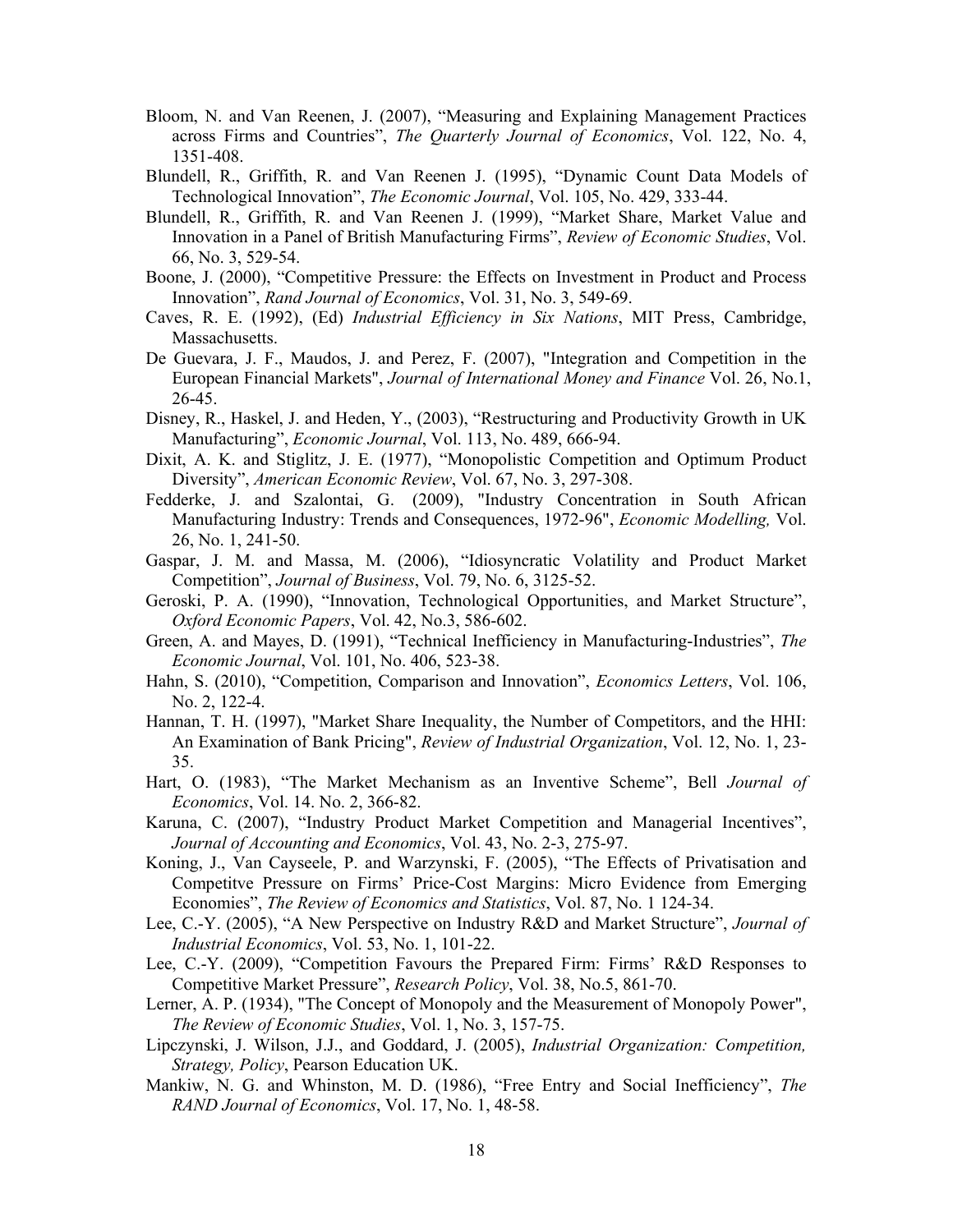Bloom, N. and Van Reenen, J. (2007), "Measuring and Explaining Management Practices across Firms and Countries", *The Quarterly Journal of Economics*, Vol. 122, No. 4, 1351-408.

Blundell, R., Griffith, R. and Van Reenen J. (1995), "Dynamic Count Data Models of Technological Innovation", *The Economic Journal*, Vol. 105, No. 429, 333-44.

Blundell, R., Griffith, R. and Van Reenen J. (1999), "Market Share, Market Value and Innovation in a Panel of British Manufacturing Firms", *Review of Economic Studies*, Vol. 66, No. 3, 529-54.

Boone, J. (2000), "Competitive Pressure: the Effects on Investment in Product and Process Innovation", *Rand Journal of Economics*, Vol. 31, No. 3, 549-69.

Caves, R. E. (1992), (Ed) *Industrial Efficiency in Six Nations*, MIT Press, Cambridge, Massachusetts.

De Guevara, J. F., Maudos, J. and Perez, F. (2007), "Integration and Competition in the European Financial Markets", *Journal of International Money and Finance* Vol. 26, No.1, 26-45.

Disney, R., Haskel, J. and Heden, Y., (2003), "Restructuring and Productivity Growth in UK Manufacturing", *Economic Journal*, Vol. 113, No. 489, 666-94.

Dixit, A. K. and Stiglitz, J. E. (1977), "Monopolistic Competition and Optimum Product Diversity", *American Economic Review*, Vol. 67, No. 3, 297-308.

Fedderke, J. and Szalontai, G. (2009), "Industry Concentration in South African Manufacturing Industry: Trends and Consequences, 1972-96", *Economic Modelling,* Vol. 26, No. 1, 241-50.

Gaspar, J. M. and Massa, M. (2006), "Idiosyncratic Volatility and Product Market Competition", *Journal of Business*, Vol. 79, No. 6, 3125-52.

Geroski, P. A. (1990), "Innovation, Technological Opportunities, and Market Structure", *Oxford Economic Papers*, Vol. 42, No.3, 586-602.

Green, A. and Mayes, D. (1991), "Technical Inefficiency in Manufacturing-Industries", *The Economic Journal*, Vol. 101, No. 406, 523-38.

Hahn, S. (2010), "Competition, Comparison and Innovation", *Economics Letters*, Vol. 106, No. 2, 122-4.

Hannan, T. H. (1997), "Market Share Inequality, the Number of Competitors, and the HHI: An Examination of Bank Pricing", *Review of Industrial Organization*, Vol. 12, No. 1, 23-35.

Hart, O. (1983), "The Market Mechanism as an Inventive Scheme", Bell *Journal of Economics*, Vol. 14. No. 2, 366-82.

Karuna, C. (2007), "Industry Product Market Competition and Managerial Incentives", *Journal of Accounting and Economics*, Vol. 43, No. 2-3, 275-97.

Koning, J., Van Cayseele, P. and Warzynski, F. (2005), "The Effects of Privatisation and Competitve Pressure on Firms' Price-Cost Margins: Micro Evidence from Emerging Economies", *The Review of Economics and Statistics*, Vol. 87, No. 1 124-34.

Lee, C.-Y. (2005), "A New Perspective on Industry R&D and Market Structure", *Journal of Industrial Economics*, Vol. 53, No. 1, 101-22.

Lee, C.-Y. (2009), "Competition Favours the Prepared Firm: Firms' R&D Responses to Competitive Market Pressure", *Research Policy*, Vol. 38, No.5, 861-70.

Lerner, A. P. (1934), "The Concept of Monopoly and the Measurement of Monopoly Power", *The Review of Economic Studies*, Vol. 1, No. 3, 157-75.

Lipczynski, J. Wilson, J.J., and Goddard, J. (2005), *Industrial Organization: Competition, Strategy, Policy*, Pearson Education UK.

Mankiw, N. G. and Whinston, M. D. (1986), "Free Entry and Social Inefficiency", *The RAND Journal of Economics*, Vol. 17, No. 1, 48-58.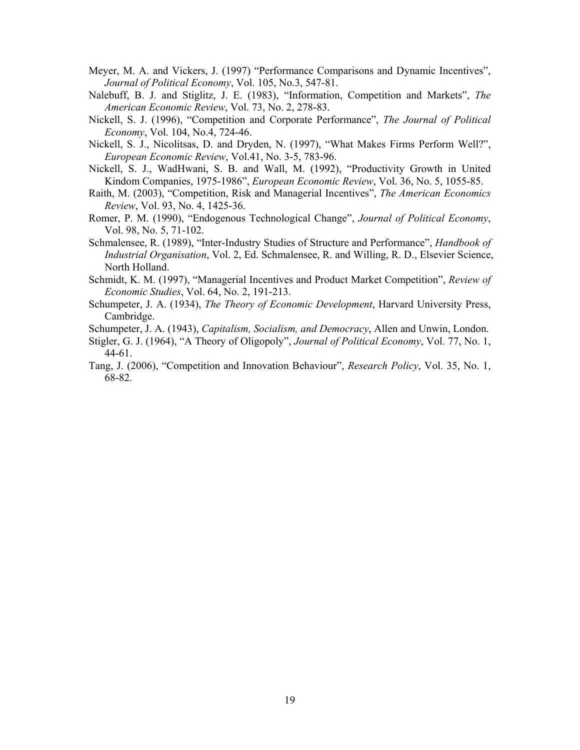Meyer, M. A. and Vickers, J. (1997) "Performance Comparisons and Dynamic Incentives", *Journal of Political Economy*, Vol. 105, No.3, 547-81.

Nalebuff, B. J. and Stiglitz, J. E. (1983), "Information, Competition and Markets", *The American Economic Review*, Vol. 73, No. 2, 278-83.

Nickell, S. J. (1996), "Competition and Corporate Performance", *The Journal of Political Economy*, Vol. 104, No.4, 724-46.

Nickell, S. J., Nicolitsas, D. and Dryden, N. (1997), "What Makes Firms Perform Well?", *European Economic Review*, Vol.41, No. 3-5, 783-96.

Nickell, S. J., WadHwani, S. B. and Wall, M. (1992), "Productivity Growth in United Kindom Companies, 1975-1986", *European Economic Review*, Vol. 36, No. 5, 1055-85.

Raith, M. (2003), "Competition, Risk and Managerial Incentives", *The American Economics Review*, Vol. 93, No. 4, 1425-36.

Romer, P. M. (1990), "Endogenous Technological Change", *Journal of Political Economy*, Vol. 98, No. 5, 71-102.

Schmalensee, R. (1989), "Inter-Industry Studies of Structure and Performance", *Handbook of Industrial Organisation*, Vol. 2, Ed. Schmalensee, R. and Willing, R. D., Elsevier Science, North Holland.

Schmidt, K. M. (1997), "Managerial Incentives and Product Market Competition", *Review of Economic Studies*, Vol. 64, No. 2, 191-213.

Schumpeter, J. A. (1934), *The Theory of Economic Development*, Harvard University Press, Cambridge.

Schumpeter, J. A. (1943), *Capitalism, Socialism, and Democracy*, Allen and Unwin, London.

Stigler, G. J. (1964), "A Theory of Oligopoly", *Journal of Political Economy*, Vol. 77, No. 1, 44-61.

Tang, J. (2006), "Competition and Innovation Behaviour", *Research Policy*, Vol. 35, No. 1, 68-82.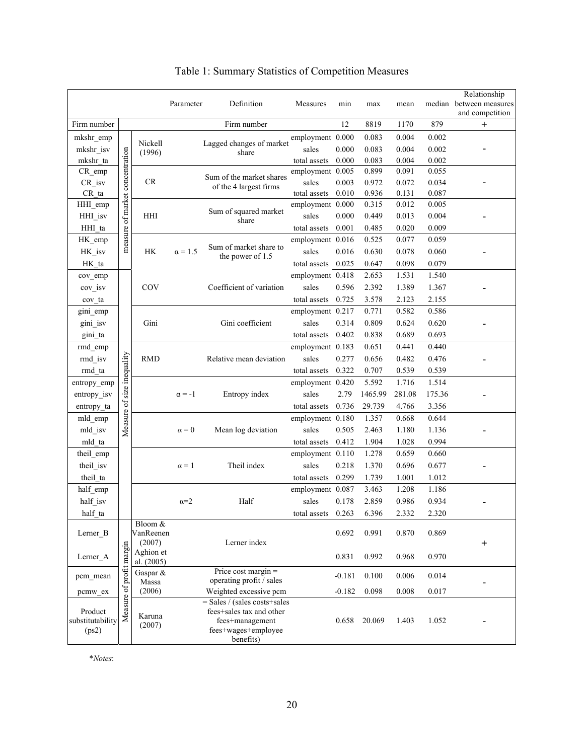# Table 1: Summary Statistics of Competition Measures

| | | | Parameter | Definition | Measures | min | max | mean | median | Relationship between measures and competition |
|---|---|---|---|---|---|---|---|---|---|---|
| Firm number | | | | Firm number | | 12 | 8819 | 1170 | 879 | + |
| mkshr_emp | measure of market concentration | Nickell (1996) | | Lagged changes of market share | employment | 0.000 | 0.083 | 0.004 | 0.002 | - |
| mkshr_isv | | | | | sales | 0.000 | 0.083 | 0.004 | 0.002 | |
| mkshr_ta | | | | | total assets | 0.000 | 0.083 | 0.004 | 0.002 | |
| CR_emp | | CR | | Sum of the market shares of the 4 largest firms | employment | 0.005 | 0.899 | 0.091 | 0.055 | - |
| CR_isv | | | | | sales | 0.003 | 0.972 | 0.072 | 0.034 | |
| CR_ta | | | | | total assets | 0.010 | 0.936 | 0.131 | 0.087 | |
| HHI_emp | | HHI | | Sum of squared market share | employment | 0.000 | 0.315 | 0.012 | 0.005 | - |
| HHI_isv | | | | | sales | 0.000 | 0.449 | 0.013 | 0.004 | |
| HHI_ta | | | | | total assets | 0.001 | 0.485 | 0.020 | 0.009 | |
| HK_emp | | HK | $\alpha = 1.5$ | Sum of market share to the power of 1.5 | employment | 0.016 | 0.525 | 0.077 | 0.059 | - |
| HK_isv | | | | | sales | 0.016 | 0.630 | 0.078 | 0.060 | |
| HK_ta | | | | | total assets | 0.025 | 0.647 | 0.098 | 0.079 | |
| cov_emp | Measure of size inequality | COV | | Coefficient of variation | employment | 0.418 | 2.653 | 1.531 | 1.540 | - |
| cov_isv | | | | | sales | 0.596 | 2.392 | 1.389 | 1.367 | |
| cov_ta | | | | | total assets | 0.725 | 3.578 | 2.123 | 2.155 | |
| gini_emp | | Gini | | Gini coefficient | employment | 0.217 | 0.771 | 0.582 | 0.586 | - |
| gini_isv | | | | | sales | 0.314 | 0.809 | 0.624 | 0.620 | |
| gini_ta | | | | | total assets | 0.402 | 0.838 | 0.689 | 0.693 | |
| rmd_emp | | RMD | | Relative mean deviation | employment | 0.183 | 0.651 | 0.441 | 0.440 | - |
| rmd_isv | | | | | sales | 0.277 | 0.656 | 0.482 | 0.476 | |
| rmd_ta | | | | | total assets | 0.322 | 0.707 | 0.539 | 0.539 | |
| entropy_emp | | | $\alpha = -1$ | Entropy index | employment | 0.420 | 5.592 | 1.716 | 1.514 | - |
| entropy_isv | | | | | sales | 2.79 | 1465.99 | 281.08 | 175.36 | |
| entropy_ta | | | | | total assets | 0.736 | 29.739 | 4.766 | 3.356 | |
| mld_emp | | | $\alpha = 0$ | Mean log deviation | employment | 0.180 | 1.357 | 0.668 | 0.644 | - |
| mld_isv | | | | | sales | 0.505 | 2.463 | 1.180 | 1.136 | |
| mld_ta | | | | | total assets | 0.412 | 1.904 | 1.028 | 0.994 | |
| theil_emp | | | $\alpha = 1$ | Theil index | employment | 0.110 | 1.278 | 0.659 | 0.660 | - |
| theil_isv | | | | | sales | 0.218 | 1.370 | 0.696 | 0.677 | |
| theil_ta | | | | | total assets | 0.299 | 1.739 | 1.001 | 1.012 | |
| half_emp | | | $\alpha=2$ | Half | employment | 0.087 | 3.463 | 1.208 | 1.186 | - |
| half_isv | | | | | sales | 0.178 | 2.859 | 0.986 | 0.934 | |
| half_ta | | | | | total assets | 0.263 | 6.396 | 2.332 | 2.320 | |
| Lerner_B | Measure of profit margin | Bloom & VanReenen (2007) | | Lerner index | | 0.692 | 0.991 | 0.870 | 0.869 | + |
| Lerner_A | | Aghion et al. (2005) | | | | 0.831 | 0.992 | 0.968 | 0.970 | |
| pcm_mean | | Gaspar & Massa (2006) | | Price cost margin = operating profit / sales | | -0.181 | 0.100 | 0.006 | 0.014 | - |
| pcmw_ex | | | | Weighted excessive pcm | | -0.182 | 0.098 | 0.008 | 0.017 | |
| Product substitutability (ps2) | | Karuna (2007) | | = Sales / (sales costs+sales fees+sales tax and other fees+management fees+wages+employee benefits) | | 0.658 | 20.069 | 1.403 | 1.052 | - |

**Notes*: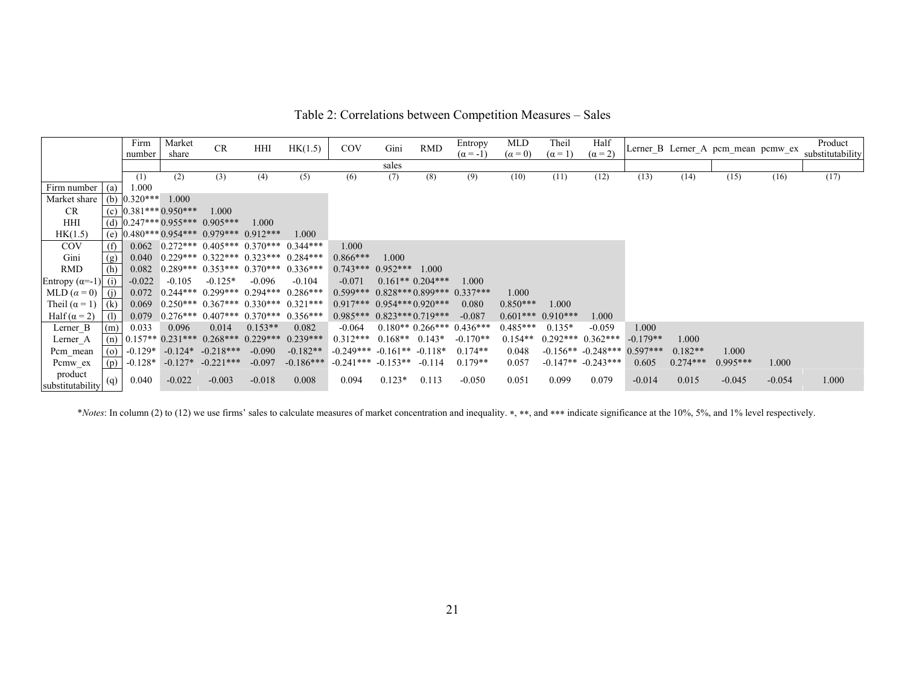Table 2: Correlations between Competition Measures – Sales

| | | Firm number | Market share | CR | HHI | HK(1.5) | COV | Gini | RMD | Entropy ($\alpha = -1$) | MLD ($\alpha = 0$) | Theil ($\alpha = 1$) | Half ($\alpha = 2$) | Lerner_B | Lerner_A | pcm_mean | pcmw_ex | Product substitutability |
|---|---|---|---|---|---|---|---|---|---|---|---|---|---|---|---|---|---|---|
| | | | sales | | | | | | | | | | | | | | | |
| | | (1) | (2) | (3) | (4) | (5) | (6) | (7) | (8) | (9) | (10) | (11) | (12) | (13) | (14) | (15) | (16) | (17) |
| Firm number | (a) | 1.000 | | | | | | | | | | | | | | | | |
| Market share | (b) | 0.320*** | 1.000 | | | | | | | | | | | | | | | |
| CR | (c) | 0.381*** | 0.950*** | 1.000 | | | | | | | | | | | | | | |
| HHI | (d) | 0.247*** | 0.955*** | 0.905*** | 1.000 | | | | | | | | | | | | | |
| HK(1.5) | (e) | 0.480*** | 0.954*** | 0.979*** | 0.912*** | 1.000 | | | | | | | | | | | | |
| COV | (f) | 0.062 | 0.272*** | 0.405*** | 0.370*** | 0.344*** | 1.000 | | | | | | | | | | | |
| Gini | (g) | 0.040 | 0.229*** | 0.322*** | 0.323*** | 0.284*** | 0.866*** | 1.000 | | | | | | | | | | |
| RMD | (h) | 0.082 | 0.289*** | 0.353*** | 0.370*** | 0.336*** | 0.743*** | 0.952*** | 1.000 | | | | | | | | | |
| Entropy ($\alpha$=-1) | (i) | -0.022 | -0.105 | -0.125* | -0.096 | -0.104 | -0.071 | 0.161** | 0.204*** | 1.000 | | | | | | | | |
| MLD ($\alpha = 0$) | (j) | 0.072 | 0.244*** | 0.299*** | 0.294*** | 0.286*** | 0.599*** | 0.828*** | 0.899*** | 0.337*** | 1.000 | | | | | | | |
| Theil ($\alpha = 1$) | (k) | 0.069 | 0.250*** | 0.367*** | 0.330*** | 0.321*** | 0.917*** | 0.954*** | 0.920*** | 0.080 | 0.850*** | 1.000 | | | | | | |
| Half ($\alpha = 2$) | (l) | 0.079 | 0.276*** | 0.407*** | 0.370*** | 0.356*** | 0.985*** | 0.823*** | 0.719*** | -0.087 | 0.601*** | 0.910*** | 1.000 | | | | | |
| Lerner_B | (m) | 0.033 | 0.096 | 0.014 | 0.153** | 0.082 | -0.064 | 0.180** | 0.266*** | 0.436*** | 0.485*** | 0.135* | -0.059 | 1.000 | | | | |
| Lerner_A | (n) | 0.157** | 0.231*** | 0.268*** | 0.229*** | 0.239*** | 0.312*** | 0.168** | 0.143* | -0.170** | 0.154** | 0.292*** | 0.362*** | -0.179** | 1.000 | | | |
| Pcm_mean | (o) | -0.129* | -0.124* | -0.218*** | -0.090 | -0.182** | -0.249*** | -0.161** | -0.118* | 0.174** | 0.048 | -0.156** | -0.248*** | 0.597*** | 0.182** | 1.000 | | |
| Pcmw_ex | (p) | -0.128* | -0.127* | -0.221*** | -0.097 | -0.186*** | -0.241*** | -0.153** | -0.114 | 0.179** | 0.057 | -0.147** | -0.243*** | 0.605 | 0.274*** | 0.995*** | 1.000 | |
| product substitutability | (q) | 0.040 | -0.022 | -0.003 | -0.018 | 0.008 | 0.094 | 0.123* | 0.113 | -0.050 | 0.051 | 0.099 | 0.079 | -0.014 | 0.015 | -0.045 | -0.054 | 1.000 |

*Notes*: In column (2) to (12) we use firms' sales to calculate measures of market concentration and inequality. *, **, and *** indicate significance at the 10%, 5%, and 1% level respectively.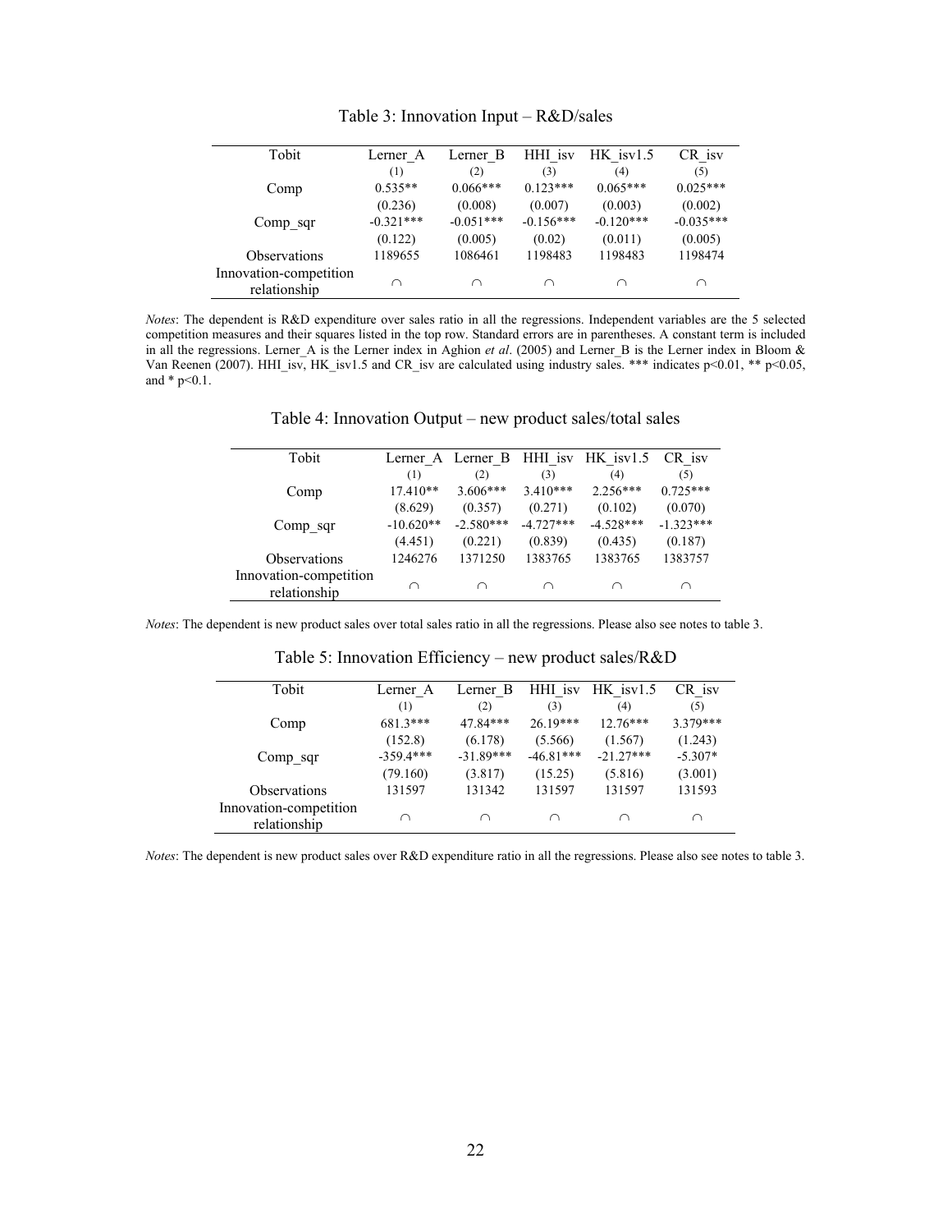Table 3: Innovation Input – R&D/sales

| Tobit | Lerner_A | Lerner_B | HHI_isv | HK_isv1.5 | CR_isv |
|---|---|---|---|---|---|
| | (1) | (2) | (3) | (4) | (5) |
| Comp | 0.535** | 0.066*** | 0.123*** | 0.065*** | 0.025*** |
| | (0.236) | (0.008) | (0.007) | (0.003) | (0.002) |
| Comp_sqr | -0.321*** | -0.051*** | -0.156*** | -0.120*** | -0.035*** |
| | (0.122) | (0.005) | (0.02) | (0.011) | (0.005) |
| Observations | 1189655 | 1086461 | 1198483 | 1198483 | 1198474 |
| Innovation-competition relationship | ∩ | ∩ | ∩ | ∩ | ∩ |

*Notes*: The dependent is R&D expenditure over sales ratio in all the regressions. Independent variables are the 5 selected competition measures and their squares listed in the top row. Standard errors are in parentheses. A constant term is included in all the regressions. Lerner_A is the Lerner index in Aghion *et al*. (2005) and Lerner_B is the Lerner index in Bloom & Van Reenen (2007). HHI_isv, HK_isv1.5 and CR_isv are calculated using industry sales. *** indicates $p<0.01$, ** $p<0.05$, and * $p<0.1$.

Table 4: Innovation Output – new product sales/total sales

| Tobit | Lerner_A | Lerner_B | HHI_isv | HK_isv1.5 | CR_isv |
|---|---|---|---|---|---|
| | (1) | (2) | (3) | (4) | (5) |
| Comp | 17.410** | 3.606*** | 3.410*** | 2.256*** | 0.725*** |
| | (8.629) | (0.357) | (0.271) | (0.102) | (0.070) |
| Comp_sqr | -10.620** | -2.580*** | -4.727*** | -4.528*** | -1.323*** |
| | (4.451) | (0.221) | (0.839) | (0.435) | (0.187) |
| Observations | 1246276 | 1371250 | 1383765 | 1383765 | 1383757 |
| Innovation-competition relationship | ∩ | ∩ | ∩ | ∩ | ∩ |

*Notes*: The dependent is new product sales over total sales ratio in all the regressions. Please also see notes to table 3.

Table 5: Innovation Efficiency – new product sales/R&D

| Tobit | Lerner_A | Lerner_B | HHI_isv | HK_isv1.5 | CR_isv |
|---|---|---|---|---|---|
| | (1) | (2) | (3) | (4) | (5) |
| Comp | 681.3*** | 47.84*** | 26.19*** | 12.76*** | 3.379*** |
| | (152.8) | (6.178) | (5.566) | (1.567) | (1.243) |
| Comp_sqr | -359.4*** | -31.89*** | -46.81*** | -21.27*** | -5.307* |
| | (79.160) | (3.817) | (15.25) | (5.816) | (3.001) |
| Observations | 131597 | 131342 | 131597 | 131597 | 131593 |
| Innovation-competition relationship | ∩ | ∩ | ∩ | ∩ | ∩ |

*Notes*: The dependent is new product sales over R&D expenditure ratio in all the regressions. Please also see notes to table 3.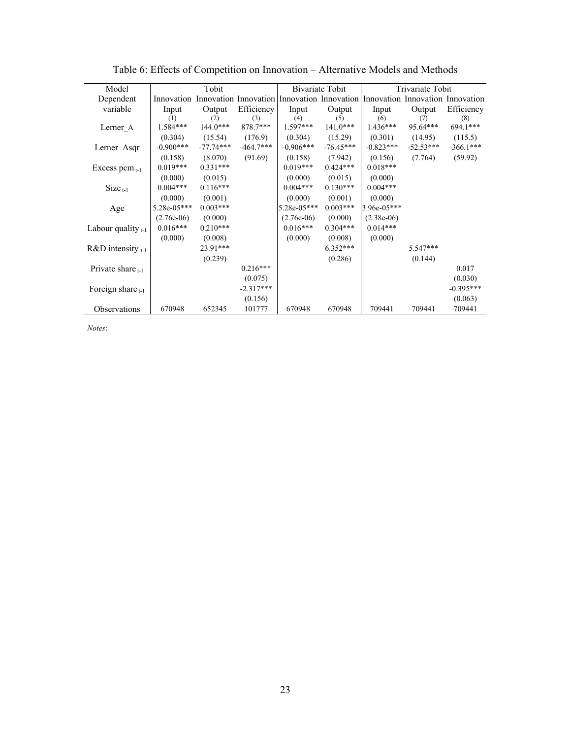Table 6: Effects of Competition on Innovation – Alternative Models and Methods

| Model | Tobit | | | Bivariate Tobit | | Trivariate Tobit | | |
|---|---|---|---|---|---|---|---|---|
| Dependent variable | Innovation Input | Innovation Output | Innovation Efficiency | Innovation Input | Innovation Output | Innovation Input | Innovation Output | Innovation Efficiency |
| | (1) | (2) | (3) | (4) | (5) | (6) | (7) | (8) |
| Lerner_A | 1.584*** | 144.0*** | 878.7*** | 1.597*** | 141.0*** | 1.436*** | 95.64*** | 694.1*** |
| | (0.304) | (15.54) | (176.9) | (0.304) | (15.29) | (0.301) | (14.95) | (115.5) |
| Lerner_Asqr | -0.900*** | -77.74*** | -464.7*** | -0.906*** | -76.45*** | -0.823*** | -52.53*** | -366.1*** |
| | (0.158) | (8.070) | (91.69) | (0.158) | (7.942) | (0.156) | (7.764) | (59.92) |
| Excess pcm $_{t-1}$ | 0.019*** | 0.331*** | | 0.019*** | 0.424*** | 0.018*** | | |
| | (0.000) | (0.015) | | (0.000) | (0.015) | (0.000) | | |
| Size $_{t-1}$ | 0.004*** | 0.116*** | | 0.004*** | 0.130*** | 0.004*** | | |
| | (0.000) | (0.001) | | (0.000) | (0.001) | (0.000) | | |
| Age | 5.28e-05*** | 0.003*** | | 5.28e-05*** | 0.003*** | 3.96e-05*** | | |
| | (2.76e-06) | (0.000) | | (2.76e-06) | (0.000) | (2.38e-06) | | |
| Labour quality $_{t-1}$ | 0.016*** | 0.210*** | | 0.016*** | 0.304*** | 0.014*** | | |
| | (0.000) | (0.008) | | (0.000) | (0.008) | (0.000) | | |
| R&D intensity $_{t-1}$ | | 23.91*** | | | 6.352*** | | 5.547*** | |
| | | (0.239) | | | (0.286) | | (0.144) | |
| Private share $_{t-1}$ | | | 0.216*** | | | | | 0.017 |
| | | | (0.075) | | | | | (0.030) |
| Foreign share $_{t-1}$ | | | -2.317*** | | | | | -0.395*** |
| | | | (0.156) | | | | | (0.063) |
| Observations | 670948 | 652345 | 101777 | 670948 | 670948 | 709441 | 709441 | 709441 |

*Notes*: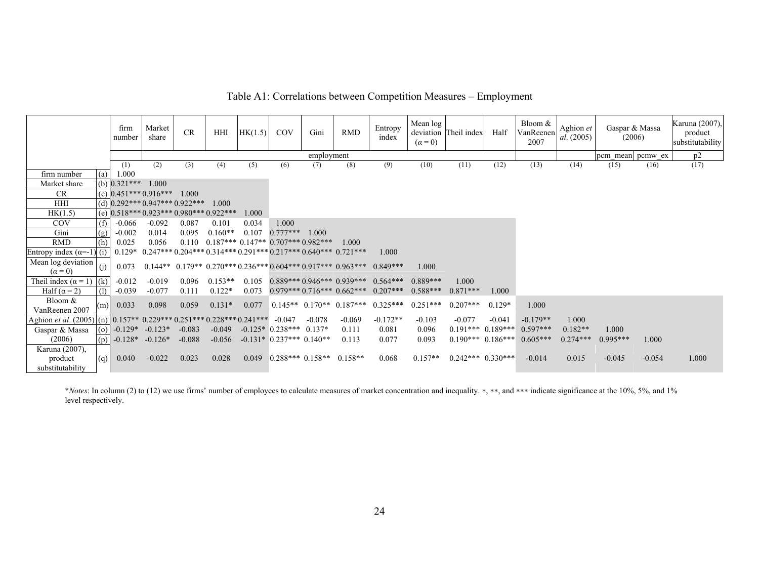# Table A1: Correlations between Competition Measures – Employment

| | | firm number | Market share | CR | HHI | HK(1.5) | COV | Gini | RMD | Entropy index | Mean log deviation ($\alpha = 0$) | Theil index | Half | Bloom & VanReenen 2007 | Aghion *et al.* (2005) | Gaspar & Massa (2006) | | Karuna (2007), product substitutability |
|---|---|---|---|---|---|---|---|---|---|---|---|---|---|---|---|---|---|---|
| | | | employment | | | | | | | | | | | | | pcm_mean | pcmw_ex | p2 |
| | | (1) | (2) | (3) | (4) | (5) | (6) | (7) | (8) | (9) | (10) | (11) | (12) | (13) | (14) | (15) | (16) | (17) |
| firm number | (a) | 1.000 | | | | | | | | | | | | | | | | |
| Market share | (b) | 0.321*** | 1.000 | | | | | | | | | | | | | | | |
| CR | (c) | 0.451*** | 0.916*** | 1.000 | | | | | | | | | | | | | | |
| HHI | (d) | 0.292*** | 0.947*** | 0.922*** | 1.000 | | | | | | | | | | | | | |
| HK(1.5) | (e) | 0.518*** | 0.923*** | 0.980*** | 0.922*** | 1.000 | | | | | | | | | | | | |
| COV | (f) | -0.066 | -0.092 | 0.087 | 0.101 | 0.034 | 1.000 | | | | | | | | | | | |
| Gini | (g) | -0.002 | 0.014 | 0.095 | 0.160** | 0.107 | 0.777*** | 1.000 | | | | | | | | | | |
| RMD | (h) | 0.025 | 0.056 | 0.110 | 0.187*** | 0.147** | 0.707*** | 0.982*** | 1.000 | | | | | | | | | |
| Entropy index ($\alpha$=-1) | (i) | 0.129* | 0.247*** | 0.204*** | 0.314*** | 0.291*** | 0.217*** | 0.640*** | 0.721*** | 1.000 | | | | | | | | |
| Mean log deviation ($\alpha = 0$) | (j) | 0.073 | 0.144** | 0.179** | 0.270*** | 0.236*** | 0.604*** | 0.917*** | 0.963*** | 0.849*** | 1.000 | | | | | | | |
| Theil index ($\alpha = 1$) | (k) | -0.012 | -0.019 | 0.096 | 0.153** | 0.105 | 0.889*** | 0.946*** | 0.939*** | 0.564*** | 0.889*** | 1.000 | | | | | | |
| Half ($\alpha = 2$) | (l) | -0.039 | -0.077 | 0.111 | 0.122* | 0.073 | 0.979*** | 0.716*** | 0.662*** | 0.207*** | 0.588*** | 0.871*** | 1.000 | | | | | |
| Bloom & VanReenen 2007 | (m) | 0.033 | 0.098 | 0.059 | 0.131* | 0.077 | 0.145** | 0.170** | 0.187*** | 0.325*** | 0.251*** | 0.207*** | 0.129* | 1.000 | | | | |
| Aghion *et al.* (2005) | (n) | 0.157** | 0.229*** | 0.251*** | 0.228*** | 0.241*** | -0.047 | -0.078 | -0.069 | -0.172** | -0.103 | -0.077 | -0.041 | -0.179** | 1.000 | | | |
| Gaspar & Massa | (o) | -0.129* | -0.123* | -0.083 | -0.049 | -0.125* | 0.238*** | 0.137* | 0.111 | 0.081 | 0.096 | 0.191*** | 0.189*** | 0.597*** | 0.182** | 1.000 | | |
| (2006) | (p) | -0.128* | -0.126* | -0.088 | -0.056 | -0.131* | 0.237*** | 0.140** | 0.113 | 0.077 | 0.093 | 0.190*** | 0.186*** | 0.605*** | 0.274*** | 0.995*** | 1.000 | |
| Karuna (2007), product substitutability | (q) | 0.040 | -0.022 | 0.023 | 0.028 | 0.049 | 0.288*** | 0.158** | 0.158** | 0.068 | 0.157** | 0.242*** | 0.330*** | -0.014 | 0.015 | -0.045 | -0.054 | 1.000 |

**Notes*: In column (2) to (12) we use firms' number of employees to calculate measures of market concentration and inequality. *, **, and *** indicate significance at the 10%, 5%, and 1% level respectively.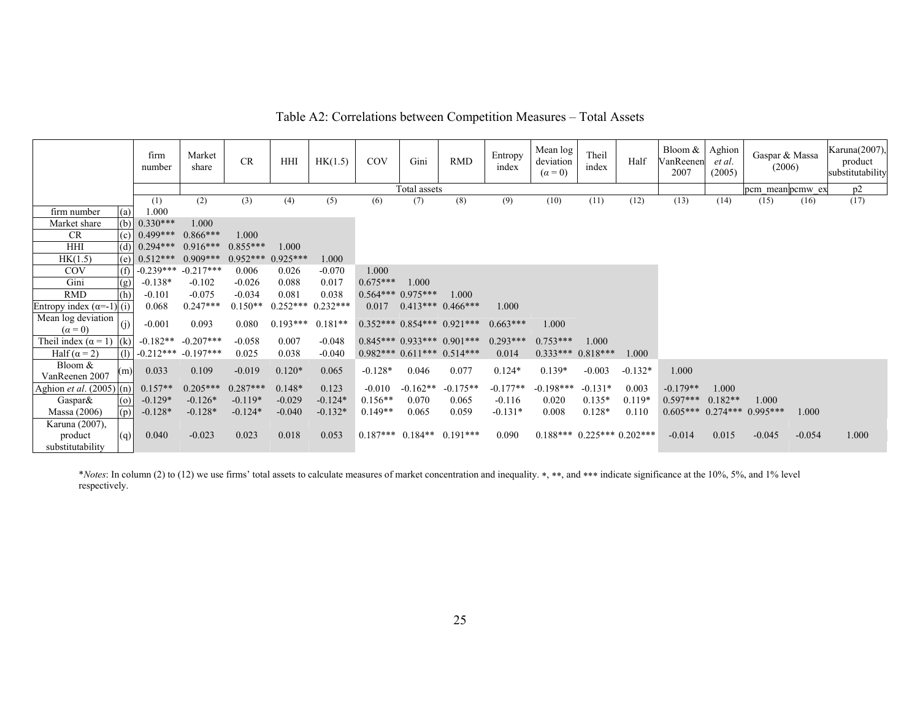# Table A2: Correlations between Competition Measures – Total Assets

| | | firm number | Market share | CR | HHI | HK(1.5) | COV | Gini | RMD | Entropy index | Mean log deviation ($\alpha = 0$) | Theil index | Half | Bloom & VanReenen 2007 | Aghion *et al.* (2005) | Gaspar & Massa (2006) | | Karuna(2007), product substitutability |
|---|---|---|---|---|---|---|---|---|---|---|---|---|---|---|---|---|---|---|
| | | | Total assets | | | | | | | | | | | | | pcm_mean | pcmw_ex | p2 |
| | | (1) | (2) | (3) | (4) | (5) | (6) | (7) | (8) | (9) | (10) | (11) | (12) | (13) | (14) | (15) | (16) | (17) |
| firm number | (a) | 1.000 | | | | | | | | | | | | | | | | |
| Market share | (b) | 0.330*** | 1.000 | | | | | | | | | | | | | | | |
| CR | (c) | 0.499*** | 0.866*** | 1.000 | | | | | | | | | | | | | | |
| HHI | (d) | 0.294*** | 0.916*** | 0.855*** | 1.000 | | | | | | | | | | | | | |
| HK(1.5) | (e) | 0.512*** | 0.909*** | 0.952*** | 0.925*** | 1.000 | | | | | | | | | | | | |
| COV | (f) | -0.239*** | -0.217*** | 0.006 | 0.026 | -0.070 | 1.000 | | | | | | | | | | | |
| Gini | (g) | -0.138* | -0.102 | -0.026 | 0.088 | 0.017 | 0.675*** | 1.000 | | | | | | | | | | |
| RMD | (h) | -0.101 | -0.075 | -0.034 | 0.081 | 0.038 | 0.564*** | 0.975*** | 1.000 | | | | | | | | | |
| Entropy index ($\alpha$=-1) | (i) | 0.068 | 0.247*** | 0.150** | 0.252*** | 0.232*** | 0.017 | 0.413*** | 0.466*** | 1.000 | | | | | | | | |
| Mean log deviation ($\alpha = 0$) | (j) | -0.001 | 0.093 | 0.080 | 0.193*** | 0.181** | 0.352*** | 0.854*** | 0.921*** | 0.663*** | 1.000 | | | | | | | |
| Theil index ($\alpha = 1$) | (k) | -0.182** | -0.207*** | -0.058 | 0.007 | -0.048 | 0.845*** | 0.933*** | 0.901*** | 0.293*** | 0.753*** | 1.000 | | | | | | |
| Half ($\alpha = 2$) | (l) | -0.212*** | -0.197*** | 0.025 | 0.038 | -0.040 | 0.982*** | 0.611*** | 0.514*** | 0.014 | 0.333*** | 0.818*** | 1.000 | | | | | |
| Bloom & VanReenen 2007 | (m) | 0.033 | 0.109 | -0.019 | 0.120* | 0.065 | -0.128* | 0.046 | 0.077 | 0.124* | 0.139* | -0.003 | -0.132* | 1.000 | | | | |
| Aghion *et al.* (2005) | (n) | 0.157** | 0.205*** | 0.287*** | 0.148* | 0.123 | -0.010 | -0.162** | -0.175** | -0.177** | -0.198*** | -0.131* | 0.003 | -0.179** | 1.000 | | | |
| Gaspar& | (o) | -0.129* | -0.126* | -0.119* | -0.029 | -0.124* | 0.156** | 0.070 | 0.065 | -0.116 | 0.020 | 0.135* | 0.119* | 0.597*** | 0.182** | 1.000 | | |
| Massa (2006) | (p) | -0.128* | -0.128* | -0.124* | -0.040 | -0.132* | 0.149** | 0.065 | 0.059 | -0.131* | 0.008 | 0.128* | 0.110 | 0.605*** | 0.274*** | 0.995*** | 1.000 | |
| Karuna (2007), product substitutability | (q) | 0.040 | -0.023 | 0.023 | 0.018 | 0.053 | 0.187*** | 0.184** | 0.191*** | 0.090 | 0.188*** | 0.225*** | 0.202*** | -0.014 | 0.015 | -0.045 | -0.054 | 1.000 |

**Notes*: In column (2) to (12) we use firms' total assets to calculate measures of market concentration and inequality. *, **, and *** indicate significance at the 10%, 5%, and 1% level respectively.